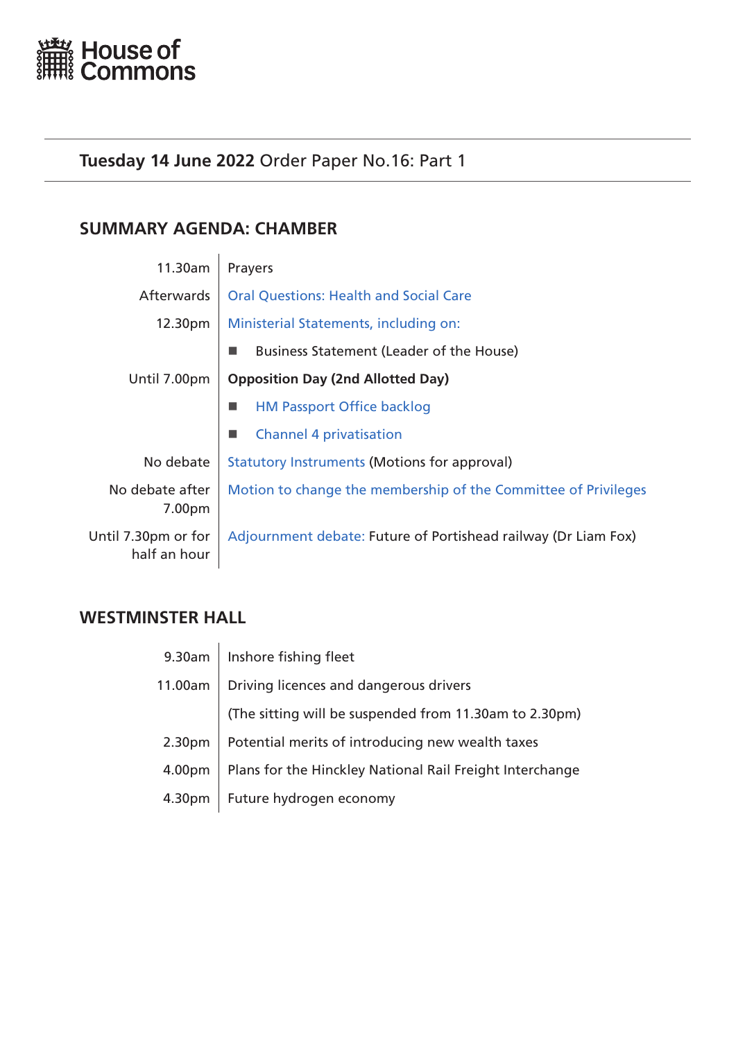# House of Commons

**Tuesday 14 June 2022** Order Paper No.16: Part 1

## SUMMARY AGENDA: CHAMBER

| | |
|---|---|
| 11.30am | Prayers |
| Afterwards | Oral Questions: Health and Social Care |
| 12.30pm | Ministerial Statements, including on: |
| | ■ Business Statement (Leader of the House) |
| Until 7.00pm | **Opposition Day (2nd Allotted Day)** |
| | ■ HM Passport Office backlog |
| | ■ Channel 4 privatisation |
| No debate | Statutory Instruments (Motions for approval) |
| No debate after 7.00pm | Motion to change the membership of the Committee of Privileges |
| Until 7.30pm or for half an hour | Adjournment debate: Future of Portishead railway (Dr Liam Fox) |

## WESTMINSTER HALL

| | |
|---|---|
| 9.30am | Inshore fishing fleet |
| 11.00am | Driving licences and dangerous drivers |
| | (The sitting will be suspended from 11.30am to 2.30pm) |
| 2.30pm | Potential merits of introducing new wealth taxes |
| 4.00pm | Plans for the Hinckley National Rail Freight Interchange |
| 4.30pm | Future hydrogen economy |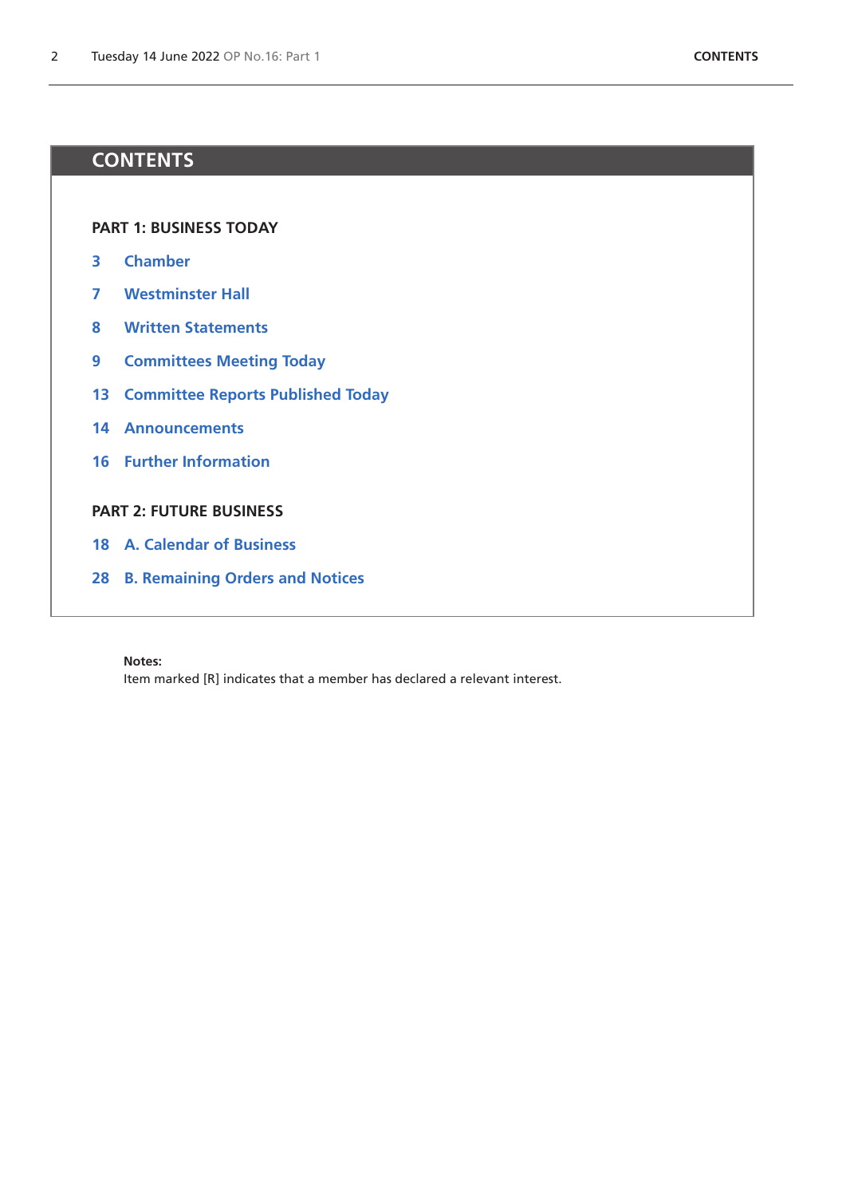# CONTENTS

## PART 1: BUSINESS TODAY

3 Chamber

7 Westminster Hall

8 Written Statements

9 Committees Meeting Today

13 Committee Reports Published Today

14 Announcements

16 Further Information

## PART 2: FUTURE BUSINESS

18 A. Calendar of Business

28 B. Remaining Orders and Notices

**Notes:**
Item marked [R] indicates that a member has declared a relevant interest.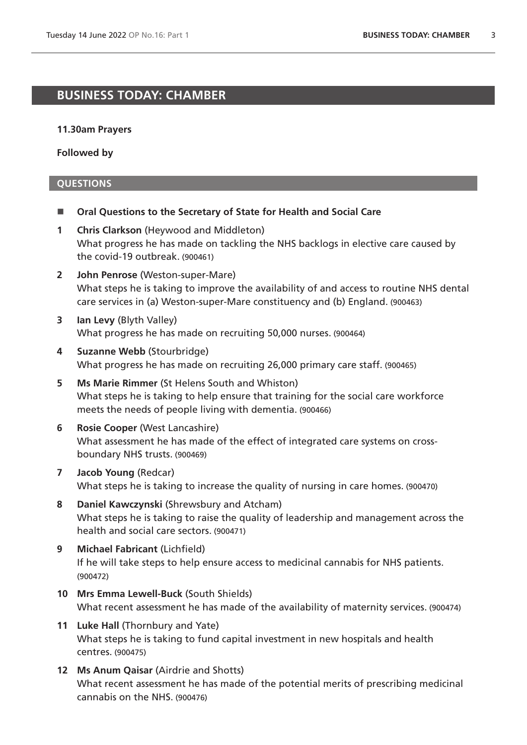# BUSINESS TODAY: CHAMBER

**11.30am Prayers**

**Followed by**

## QUESTIONS

- **Oral Questions to the Secretary of State for Health and Social Care**

**1** **Chris Clarkson** (Heywood and Middleton)
What progress he has made on tackling the NHS backlogs in elective care caused by the covid-19 outbreak. (900461)

**2** **John Penrose** (Weston-super-Mare)
What steps he is taking to improve the availability of and access to routine NHS dental care services in (a) Weston-super-Mare constituency and (b) England. (900463)

**3** **Ian Levy** (Blyth Valley)
What progress he has made on recruiting 50,000 nurses. (900464)

**4** **Suzanne Webb** (Stourbridge)
What progress he has made on recruiting 26,000 primary care staff. (900465)

**5** **Ms Marie Rimmer** (St Helens South and Whiston)
What steps he is taking to help ensure that training for the social care workforce meets the needs of people living with dementia. (900466)

**6** **Rosie Cooper** (West Lancashire)
What assessment he has made of the effect of integrated care systems on cross-boundary NHS trusts. (900469)

**7** **Jacob Young** (Redcar)
What steps he is taking to increase the quality of nursing in care homes. (900470)

**8** **Daniel Kawczynski** (Shrewsbury and Atcham)
What steps he is taking to raise the quality of leadership and management across the health and social care sectors. (900471)

**9** **Michael Fabricant** (Lichfield)
If he will take steps to help ensure access to medicinal cannabis for NHS patients. (900472)

**10** **Mrs Emma Lewell-Buck** (South Shields)
What recent assessment he has made of the availability of maternity services. (900474)

**11** **Luke Hall** (Thornbury and Yate)
What steps he is taking to fund capital investment in new hospitals and health centres. (900475)

**12** **Ms Anum Qaisar** (Airdrie and Shotts)
What recent assessment he has made of the potential merits of prescribing medicinal cannabis on the NHS. (900476)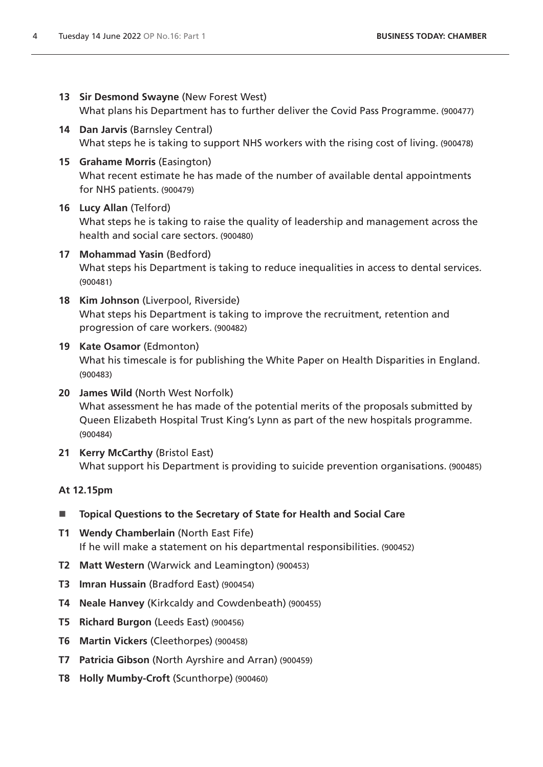**13** **Sir Desmond Swayne** (New Forest West)
What plans his Department has to further deliver the Covid Pass Programme. (900477)

**14** **Dan Jarvis** (Barnsley Central)
What steps he is taking to support NHS workers with the rising cost of living. (900478)

**15** **Grahame Morris** (Easington)
What recent estimate he has made of the number of available dental appointments for NHS patients. (900479)

**16** **Lucy Allan** (Telford)
What steps he is taking to raise the quality of leadership and management across the health and social care sectors. (900480)

**17** **Mohammad Yasin** (Bedford)
What steps his Department is taking to reduce inequalities in access to dental services. (900481)

**18** **Kim Johnson** (Liverpool, Riverside)
What steps his Department is taking to improve the recruitment, retention and progression of care workers. (900482)

**19** **Kate Osamor** (Edmonton)
What his timescale is for publishing the White Paper on Health Disparities in England. (900483)

**20** **James Wild** (North West Norfolk)
What assessment he has made of the potential merits of the proposals submitted by Queen Elizabeth Hospital Trust King's Lynn as part of the new hospitals programme. (900484)

**21** **Kerry McCarthy** (Bristol East)
What support his Department is providing to suicide prevention organisations. (900485)

**At 12.15pm**

- **Topical Questions to the Secretary of State for Health and Social Care**

**T1** **Wendy Chamberlain** (North East Fife)
If he will make a statement on his departmental responsibilities. (900452)

**T2** **Matt Western** (Warwick and Leamington) (900453)

**T3** **Imran Hussain** (Bradford East) (900454)

**T4** **Neale Hanvey** (Kirkcaldy and Cowdenbeath) (900455)

**T5** **Richard Burgon** (Leeds East) (900456)

**T6** **Martin Vickers** (Cleethorpes) (900458)

**T7** **Patricia Gibson** (North Ayrshire and Arran) (900459)

**T8** **Holly Mumby-Croft** (Scunthorpe) (900460)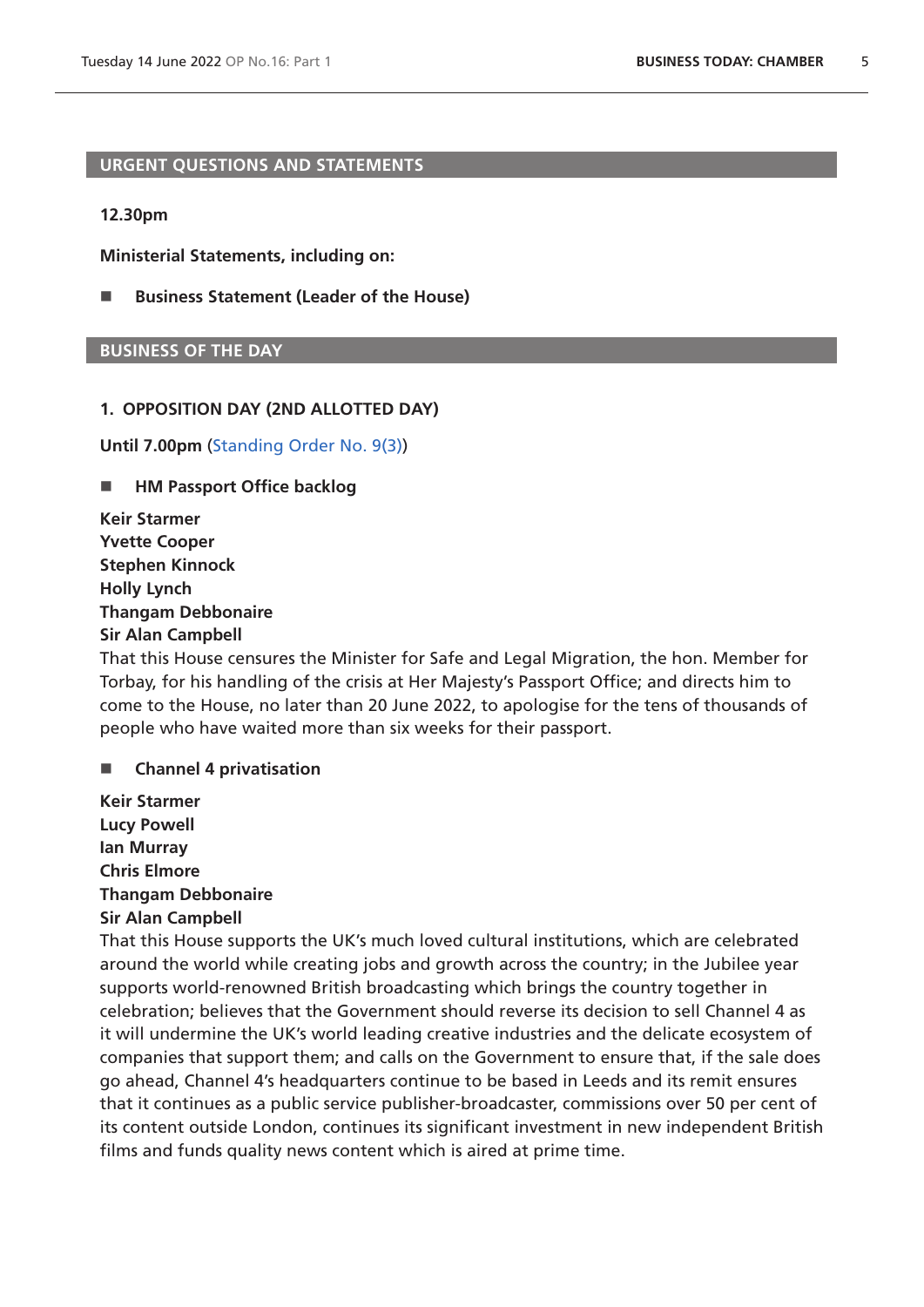## URGENT QUESTIONS AND STATEMENTS

**12.30pm**

**Ministerial Statements, including on:**

- **Business Statement (Leader of the House)**

## BUSINESS OF THE DAY

### 1. OPPOSITION DAY (2ND ALLOTTED DAY)

**Until 7.00pm** (Standing Order No. 9(3))

- **HM Passport Office backlog**

**Keir Starmer**
**Yvette Cooper**
**Stephen Kinnock**
**Holly Lynch**
**Thangam Debbonaire**
**Sir Alan Campbell**

That this House censures the Minister for Safe and Legal Migration, the hon. Member for Torbay, for his handling of the crisis at Her Majesty's Passport Office; and directs him to come to the House, no later than 20 June 2022, to apologise for the tens of thousands of people who have waited more than six weeks for their passport.

- **Channel 4 privatisation**

**Keir Starmer**
**Lucy Powell**
**Ian Murray**
**Chris Elmore**
**Thangam Debbonaire**
**Sir Alan Campbell**

That this House supports the UK's much loved cultural institutions, which are celebrated around the world while creating jobs and growth across the country; in the Jubilee year supports world-renowned British broadcasting which brings the country together in celebration; believes that the Government should reverse its decision to sell Channel 4 as it will undermine the UK's world leading creative industries and the delicate ecosystem of companies that support them; and calls on the Government to ensure that, if the sale does go ahead, Channel 4's headquarters continue to be based in Leeds and its remit ensures that it continues as a public service publisher-broadcaster, commissions over 50 per cent of its content outside London, continues its significant investment in new independent British films and funds quality news content which is aired at prime time.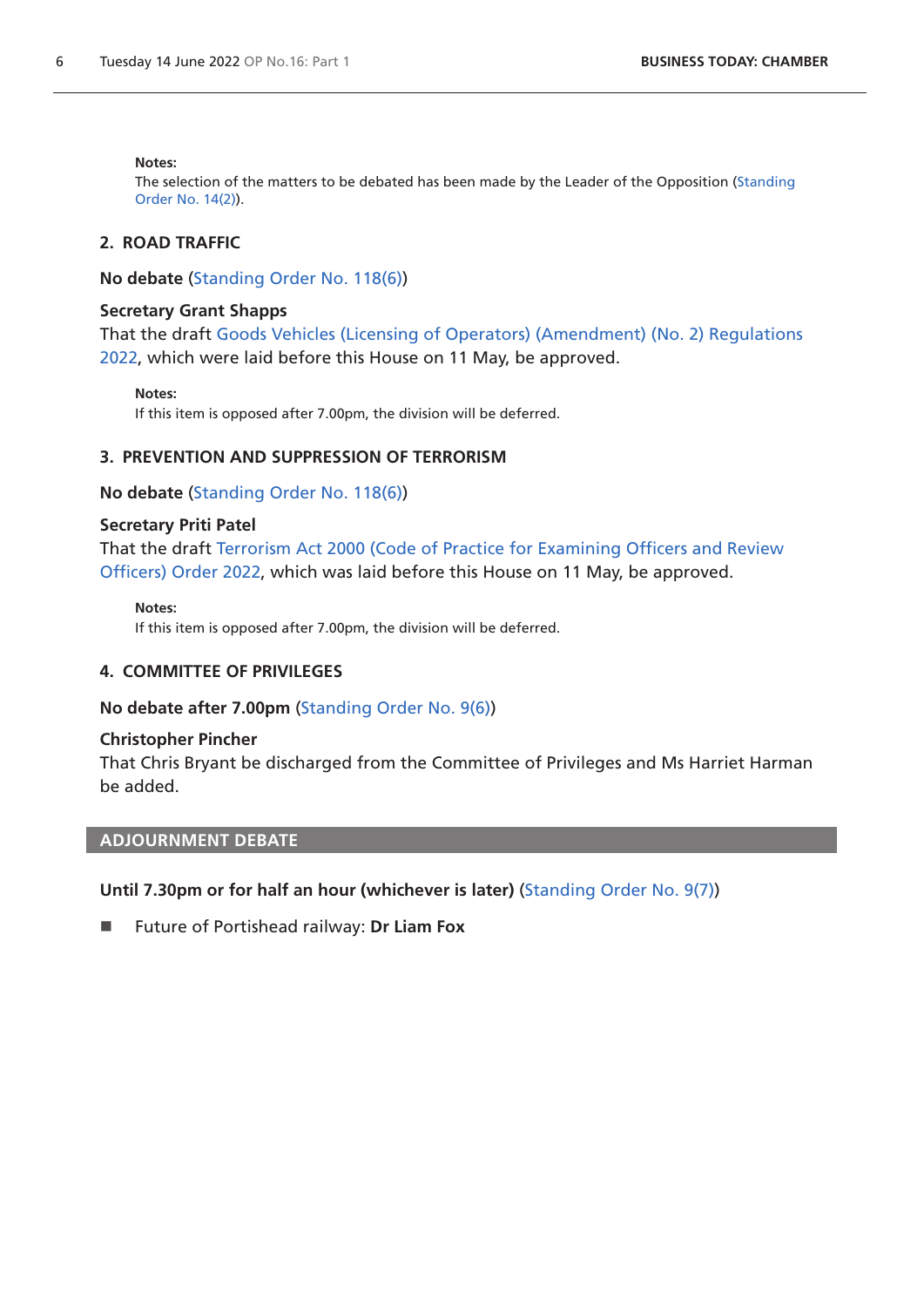**Notes:**
The selection of the matters to be debated has been made by the Leader of the Opposition (Standing Order No. 14(2)).

## 2. ROAD TRAFFIC

**No debate** (Standing Order No. 118(6))

**Secretary Grant Shapps**
That the draft Goods Vehicles (Licensing of Operators) (Amendment) (No. 2) Regulations 2022, which were laid before this House on 11 May, be approved.

**Notes:**
If this item is opposed after 7.00pm, the division will be deferred.

## 3. PREVENTION AND SUPPRESSION OF TERRORISM

**No debate** (Standing Order No. 118(6))

**Secretary Priti Patel**
That the draft Terrorism Act 2000 (Code of Practice for Examining Officers and Review Officers) Order 2022, which was laid before this House on 11 May, be approved.

**Notes:**
If this item is opposed after 7.00pm, the division will be deferred.

## 4. COMMITTEE OF PRIVILEGES

**No debate after 7.00pm** (Standing Order No. 9(6))

**Christopher Pincher**
That Chris Bryant be discharged from the Committee of Privileges and Ms Harriet Harman be added.

## ADJOURNMENT DEBATE

**Until 7.30pm or for half an hour (whichever is later)** (Standing Order No. 9(7))

- Future of Portishead railway: **Dr Liam Fox**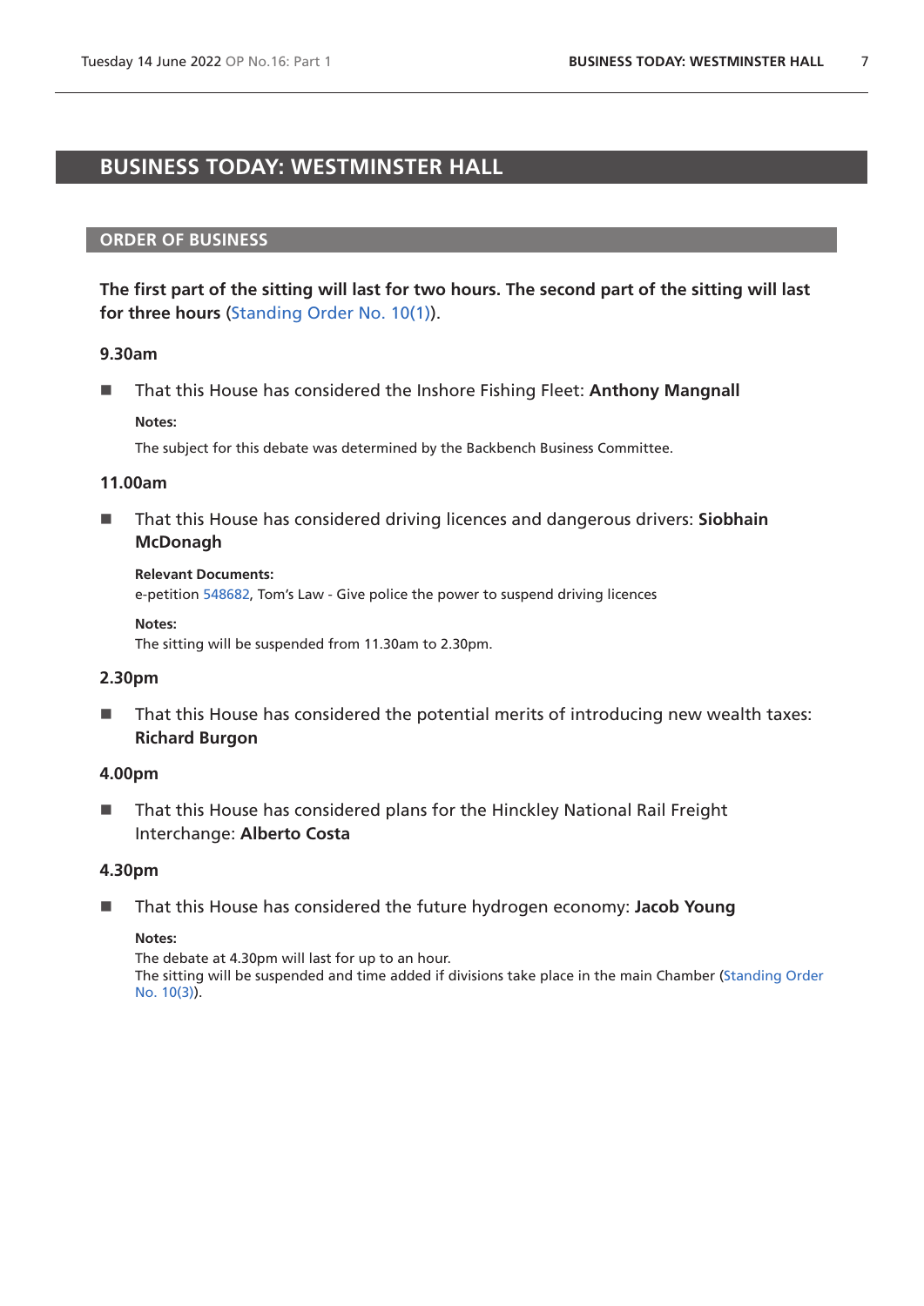# BUSINESS TODAY: WESTMINSTER HALL

## ORDER OF BUSINESS

**The first part of the sitting will last for two hours. The second part of the sitting will last for three hours** (Standing Order No. 10(1)).

### 9.30am

- That this House has considered the Inshore Fishing Fleet: **Anthony Mangnall**

  **Notes:**

  The subject for this debate was determined by the Backbench Business Committee.

### 11.00am

- That this House has considered driving licences and dangerous drivers: **Siobhain McDonagh**

  **Relevant Documents:**
  e-petition 548682, Tom's Law - Give police the power to suspend driving licences

  **Notes:**
  The sitting will be suspended from 11.30am to 2.30pm.

### 2.30pm

- That this House has considered the potential merits of introducing new wealth taxes: **Richard Burgon**

### 4.00pm

- That this House has considered plans for the Hinckley National Rail Freight Interchange: **Alberto Costa**

### 4.30pm

- That this House has considered the future hydrogen economy: **Jacob Young**

  **Notes:**
  The debate at 4.30pm will last for up to an hour.
  The sitting will be suspended and time added if divisions take place in the main Chamber (Standing Order No. 10(3)).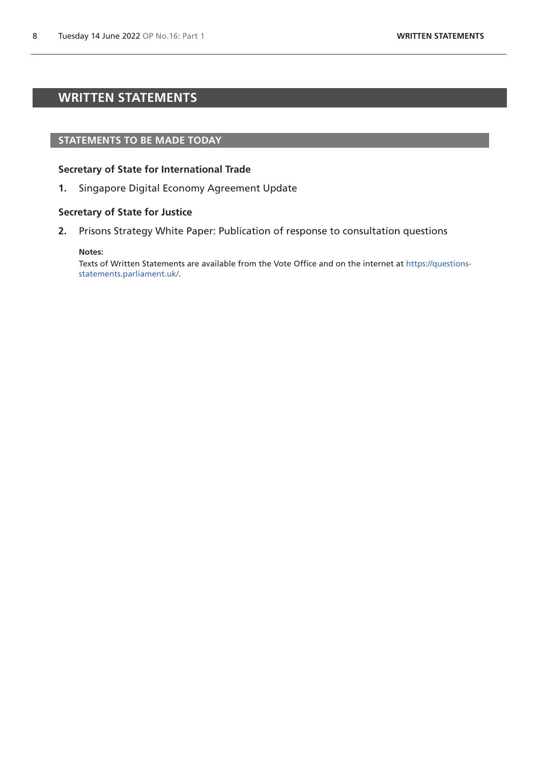# WRITTEN STATEMENTS

## STATEMENTS TO BE MADE TODAY

### Secretary of State for International Trade

**1.** Singapore Digital Economy Agreement Update

### Secretary of State for Justice

**2.** Prisons Strategy White Paper: Publication of response to consultation questions

**Notes:**
Texts of Written Statements are available from the Vote Office and on the internet at https://questions-statements.parliament.uk/.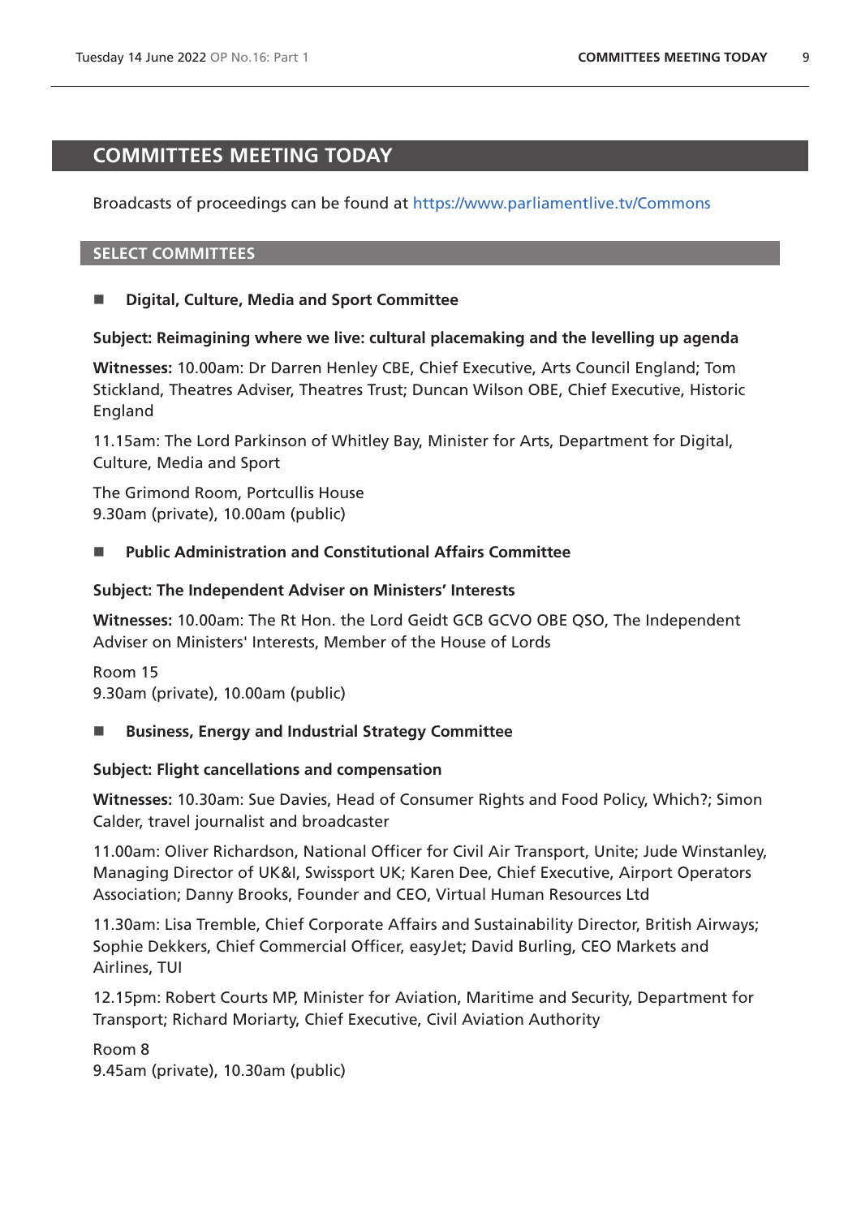# COMMITTEES MEETING TODAY

Broadcasts of proceedings can be found at https://www.parliamentlive.tv/Commons

## SELECT COMMITTEES

### Digital, Culture, Media and Sport Committee

**Subject: Reimagining where we live: cultural placemaking and the levelling up agenda**

**Witnesses:** 10.00am: Dr Darren Henley CBE, Chief Executive, Arts Council England; Tom Stickland, Theatres Adviser, Theatres Trust; Duncan Wilson OBE, Chief Executive, Historic England

11.15am: The Lord Parkinson of Whitley Bay, Minister for Arts, Department for Digital, Culture, Media and Sport

The Grimond Room, Portcullis House
9.30am (private), 10.00am (public)

### Public Administration and Constitutional Affairs Committee

**Subject: The Independent Adviser on Ministers' Interests**

**Witnesses:** 10.00am: The Rt Hon. the Lord Geidt GCB GCVO OBE QSO, The Independent Adviser on Ministers' Interests, Member of the House of Lords

Room 15
9.30am (private), 10.00am (public)

### Business, Energy and Industrial Strategy Committee

**Subject: Flight cancellations and compensation**

**Witnesses:** 10.30am: Sue Davies, Head of Consumer Rights and Food Policy, Which?; Simon Calder, travel journalist and broadcaster

11.00am: Oliver Richardson, National Officer for Civil Air Transport, Unite; Jude Winstanley, Managing Director of UK&I, Swissport UK; Karen Dee, Chief Executive, Airport Operators Association; Danny Brooks, Founder and CEO, Virtual Human Resources Ltd

11.30am: Lisa Tremble, Chief Corporate Affairs and Sustainability Director, British Airways; Sophie Dekkers, Chief Commercial Officer, easyJet; David Burling, CEO Markets and Airlines, TUI

12.15pm: Robert Courts MP, Minister for Aviation, Maritime and Security, Department for Transport; Richard Moriarty, Chief Executive, Civil Aviation Authority

Room 8
9.45am (private), 10.30am (public)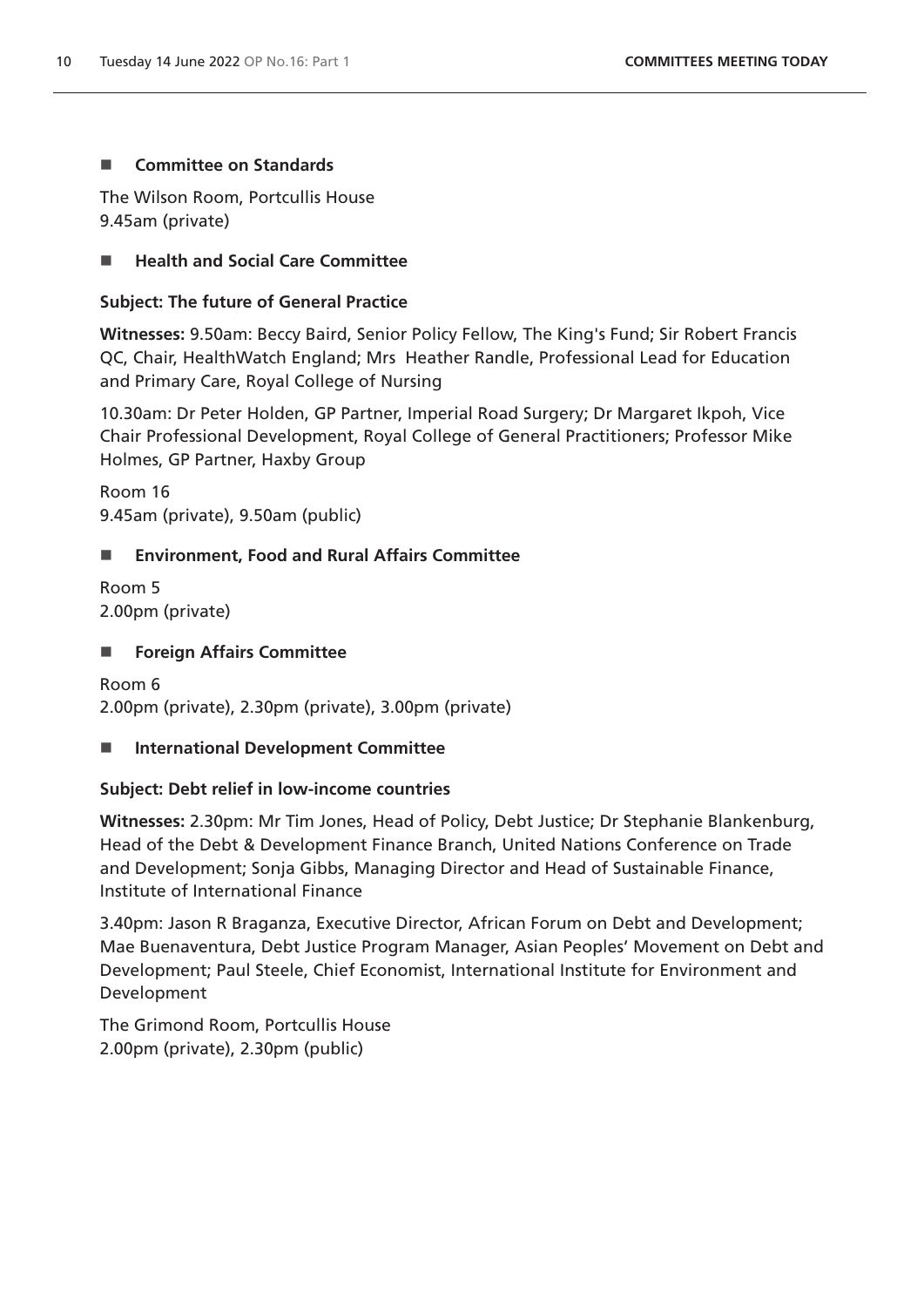## ■ Committee on Standards

The Wilson Room, Portcullis House
9.45am (private)

## ■ Health and Social Care Committee

**Subject: The future of General Practice**

**Witnesses:** 9.50am: Beccy Baird, Senior Policy Fellow, The King's Fund; Sir Robert Francis QC, Chair, HealthWatch England; Mrs Heather Randle, Professional Lead for Education and Primary Care, Royal College of Nursing

10.30am: Dr Peter Holden, GP Partner, Imperial Road Surgery; Dr Margaret Ikpoh, Vice Chair Professional Development, Royal College of General Practitioners; Professor Mike Holmes, GP Partner, Haxby Group

Room 16
9.45am (private), 9.50am (public)

## ■ Environment, Food and Rural Affairs Committee

Room 5
2.00pm (private)

## ■ Foreign Affairs Committee

Room 6
2.00pm (private), 2.30pm (private), 3.00pm (private)

## ■ International Development Committee

**Subject: Debt relief in low-income countries**

**Witnesses:** 2.30pm: Mr Tim Jones, Head of Policy, Debt Justice; Dr Stephanie Blankenburg, Head of the Debt & Development Finance Branch, United Nations Conference on Trade and Development; Sonja Gibbs, Managing Director and Head of Sustainable Finance, Institute of International Finance

3.40pm: Jason R Braganza, Executive Director, African Forum on Debt and Development; Mae Buenaventura, Debt Justice Program Manager, Asian Peoples' Movement on Debt and Development; Paul Steele, Chief Economist, International Institute for Environment and Development

The Grimond Room, Portcullis House
2.00pm (private), 2.30pm (public)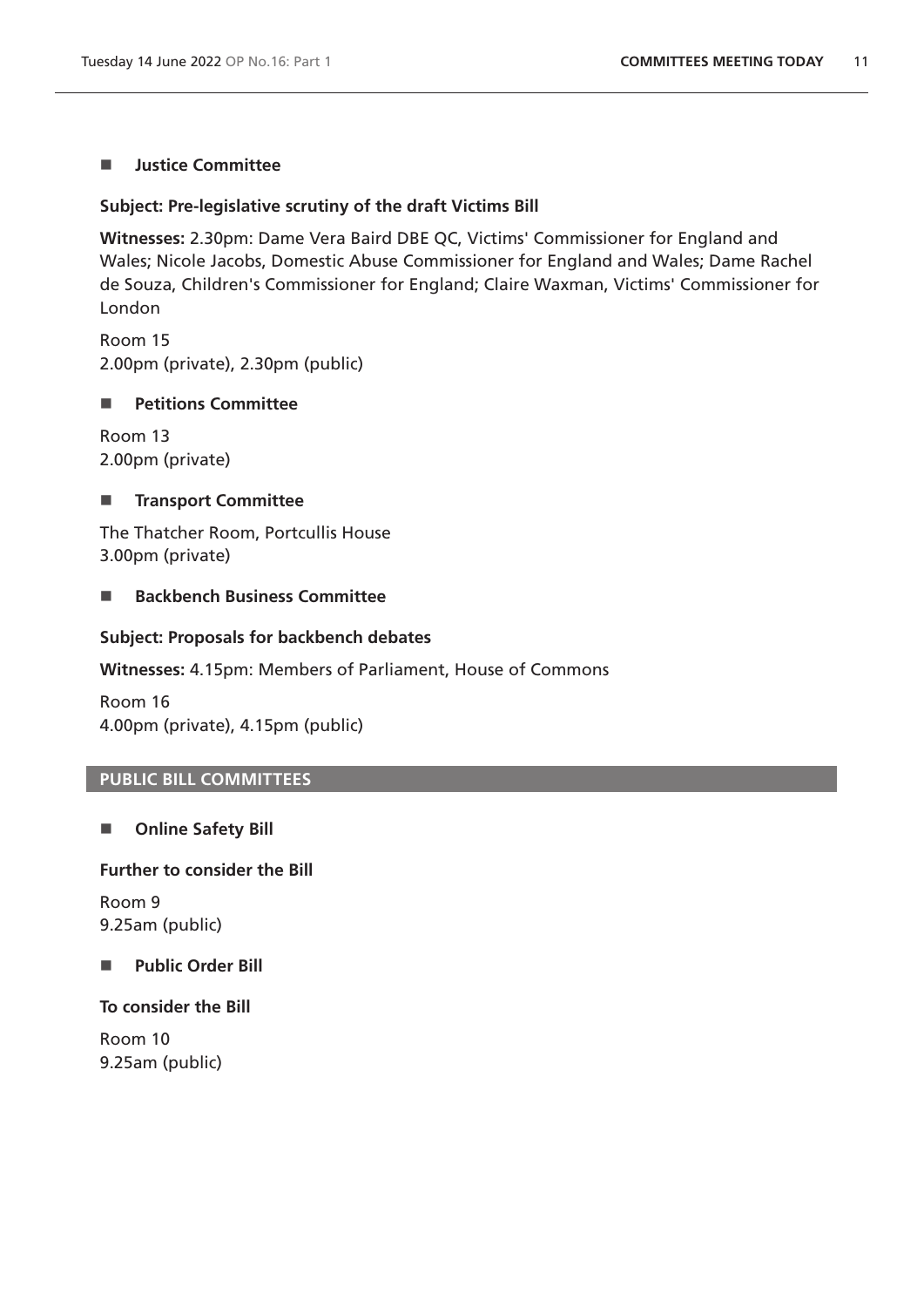## ■ Justice Committee

**Subject: Pre-legislative scrutiny of the draft Victims Bill**

**Witnesses:** 2.30pm: Dame Vera Baird DBE QC, Victims' Commissioner for England and Wales; Nicole Jacobs, Domestic Abuse Commissioner for England and Wales; Dame Rachel de Souza, Children's Commissioner for England; Claire Waxman, Victims' Commissioner for London

Room 15
2.00pm (private), 2.30pm (public)

## ■ Petitions Committee

Room 13
2.00pm (private)

## ■ Transport Committee

The Thatcher Room, Portcullis House
3.00pm (private)

## ■ Backbench Business Committee

**Subject: Proposals for backbench debates**

**Witnesses:** 4.15pm: Members of Parliament, House of Commons

Room 16
4.00pm (private), 4.15pm (public)

# PUBLIC BILL COMMITTEES

## ■ Online Safety Bill

**Further to consider the Bill**

Room 9
9.25am (public)

## ■ Public Order Bill

**To consider the Bill**

Room 10
9.25am (public)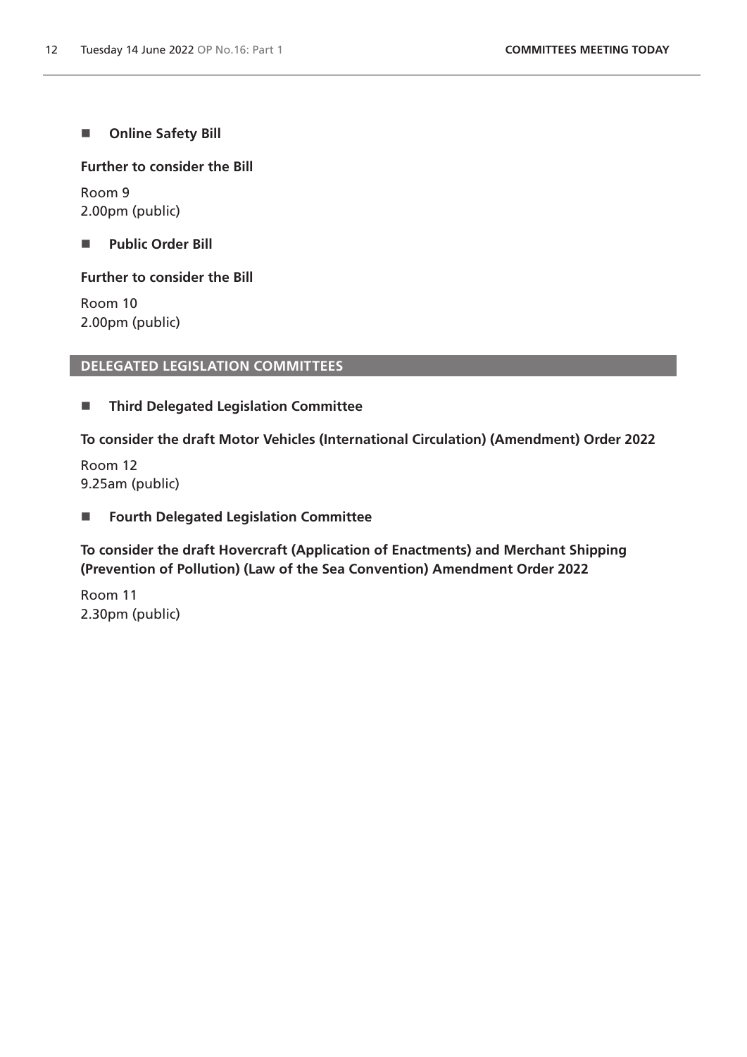- **Online Safety Bill**

**Further to consider the Bill**

Room 9
2.00pm (public)

- **Public Order Bill**

**Further to consider the Bill**

Room 10
2.00pm (public)

## DELEGATED LEGISLATION COMMITTEES

- **Third Delegated Legislation Committee**

**To consider the draft Motor Vehicles (International Circulation) (Amendment) Order 2022**

Room 12
9.25am (public)

- **Fourth Delegated Legislation Committee**

**To consider the draft Hovercraft (Application of Enactments) and Merchant Shipping (Prevention of Pollution) (Law of the Sea Convention) Amendment Order 2022**

Room 11
2.30pm (public)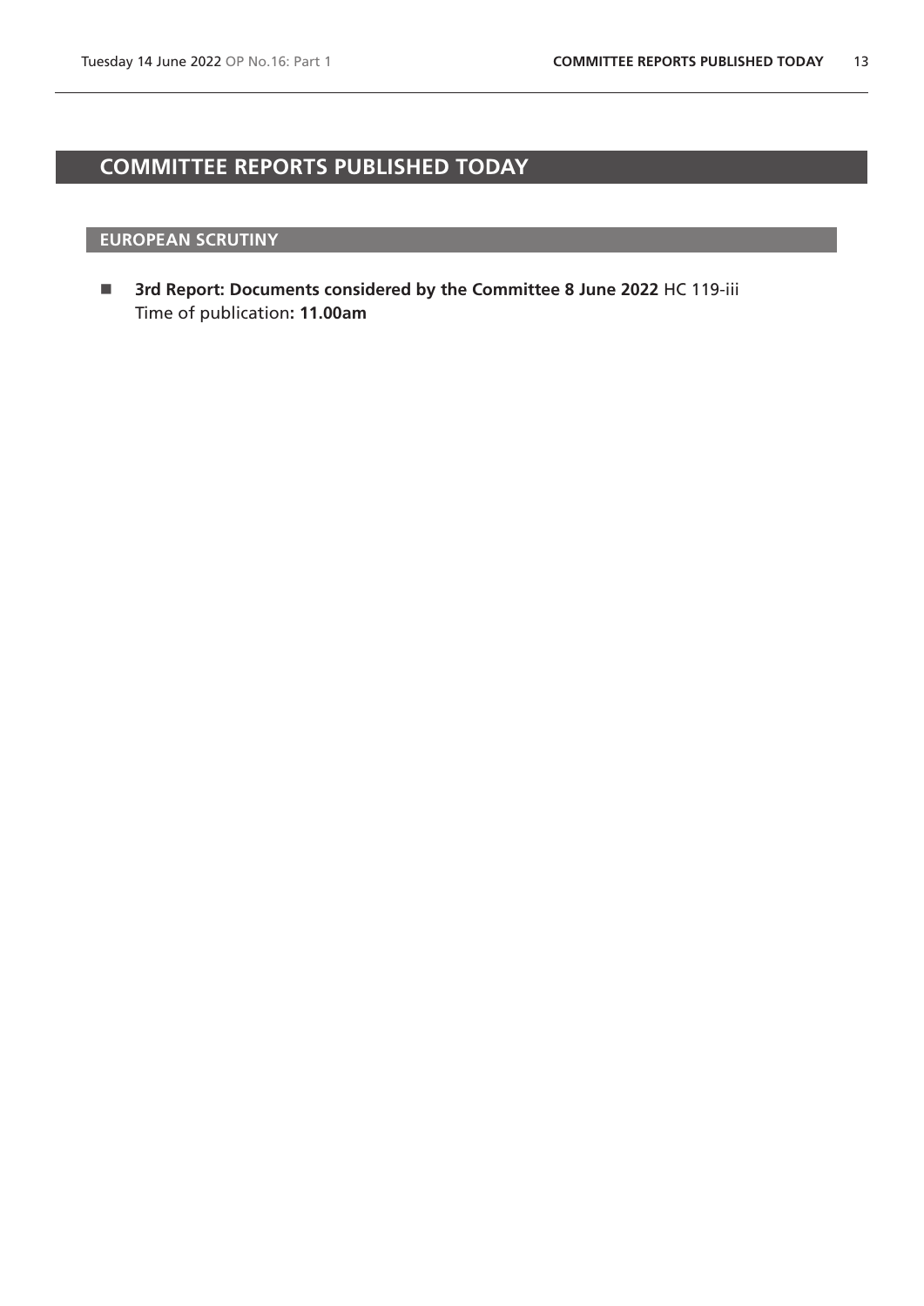# COMMITTEE REPORTS PUBLISHED TODAY

## EUROPEAN SCRUTINY

- **3rd Report: Documents considered by the Committee 8 June 2022** HC 119-iii
  Time of publication**: 11.00am**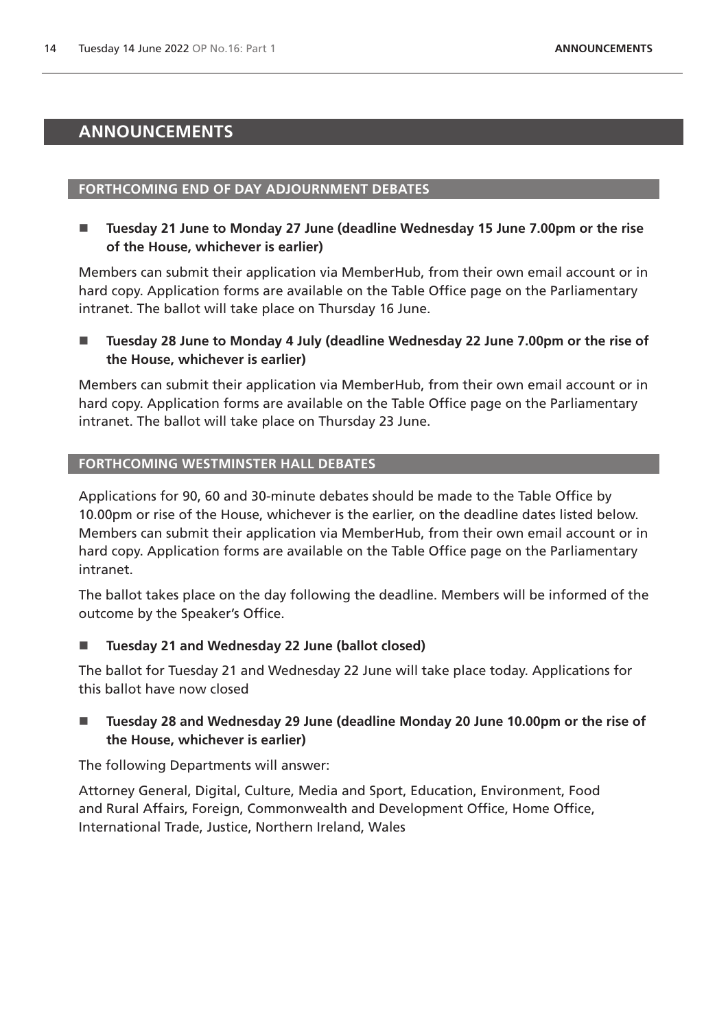# ANNOUNCEMENTS

## FORTHCOMING END OF DAY ADJOURNMENT DEBATES

- **Tuesday 21 June to Monday 27 June (deadline Wednesday 15 June 7.00pm or the rise of the House, whichever is earlier)**

Members can submit their application via MemberHub, from their own email account or in hard copy. Application forms are available on the Table Office page on the Parliamentary intranet. The ballot will take place on Thursday 16 June.

- **Tuesday 28 June to Monday 4 July (deadline Wednesday 22 June 7.00pm or the rise of the House, whichever is earlier)**

Members can submit their application via MemberHub, from their own email account or in hard copy. Application forms are available on the Table Office page on the Parliamentary intranet. The ballot will take place on Thursday 23 June.

## FORTHCOMING WESTMINSTER HALL DEBATES

Applications for 90, 60 and 30-minute debates should be made to the Table Office by 10.00pm or rise of the House, whichever is the earlier, on the deadline dates listed below. Members can submit their application via MemberHub, from their own email account or in hard copy. Application forms are available on the Table Office page on the Parliamentary intranet.

The ballot takes place on the day following the deadline. Members will be informed of the outcome by the Speaker's Office.

- **Tuesday 21 and Wednesday 22 June (ballot closed)**

The ballot for Tuesday 21 and Wednesday 22 June will take place today. Applications for this ballot have now closed

- **Tuesday 28 and Wednesday 29 June (deadline Monday 20 June 10.00pm or the rise of the House, whichever is earlier)**

The following Departments will answer:

Attorney General, Digital, Culture, Media and Sport, Education, Environment, Food and Rural Affairs, Foreign, Commonwealth and Development Office, Home Office, International Trade, Justice, Northern Ireland, Wales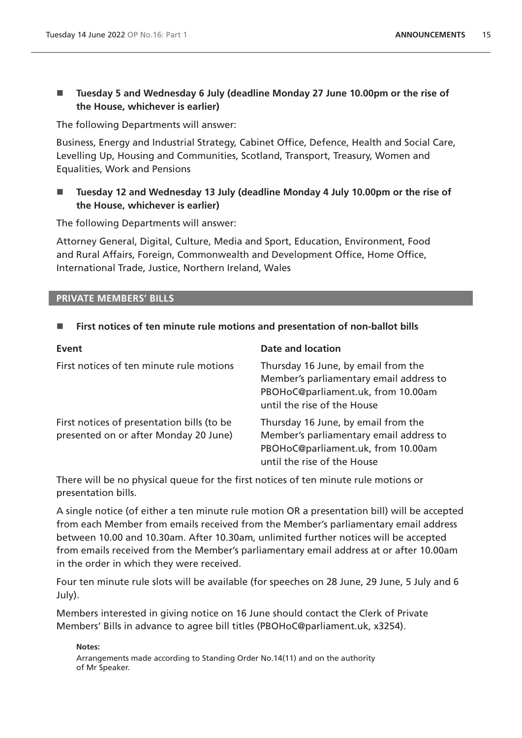- **Tuesday 5 and Wednesday 6 July (deadline Monday 27 June 10.00pm or the rise of the House, whichever is earlier)**

The following Departments will answer:

Business, Energy and Industrial Strategy, Cabinet Office, Defence, Health and Social Care, Levelling Up, Housing and Communities, Scotland, Transport, Treasury, Women and Equalities, Work and Pensions

- **Tuesday 12 and Wednesday 13 July (deadline Monday 4 July 10.00pm or the rise of the House, whichever is earlier)**

The following Departments will answer:

Attorney General, Digital, Culture, Media and Sport, Education, Environment, Food and Rural Affairs, Foreign, Commonwealth and Development Office, Home Office, International Trade, Justice, Northern Ireland, Wales

## PRIVATE MEMBERS' BILLS

- **First notices of ten minute rule motions and presentation of non-ballot bills**

| Event | Date and location |
| --- | --- |
| First notices of ten minute rule motions | Thursday 16 June, by email from the Member's parliamentary email address to PBOHoC@parliament.uk, from 10.00am until the rise of the House |
| First notices of presentation bills (to be presented on or after Monday 20 June) | Thursday 16 June, by email from the Member's parliamentary email address to PBOHoC@parliament.uk, from 10.00am until the rise of the House |

There will be no physical queue for the first notices of ten minute rule motions or presentation bills.

A single notice (of either a ten minute rule motion OR a presentation bill) will be accepted from each Member from emails received from the Member's parliamentary email address between 10.00 and 10.30am. After 10.30am, unlimited further notices will be accepted from emails received from the Member's parliamentary email address at or after 10.00am in the order in which they were received.

Four ten minute rule slots will be available (for speeches on 28 June, 29 June, 5 July and 6 July).

Members interested in giving notice on 16 June should contact the Clerk of Private Members' Bills in advance to agree bill titles (PBOHoC@parliament.uk, x3254).

**Notes:**

Arrangements made according to Standing Order No.14(11) and on the authority of Mr Speaker.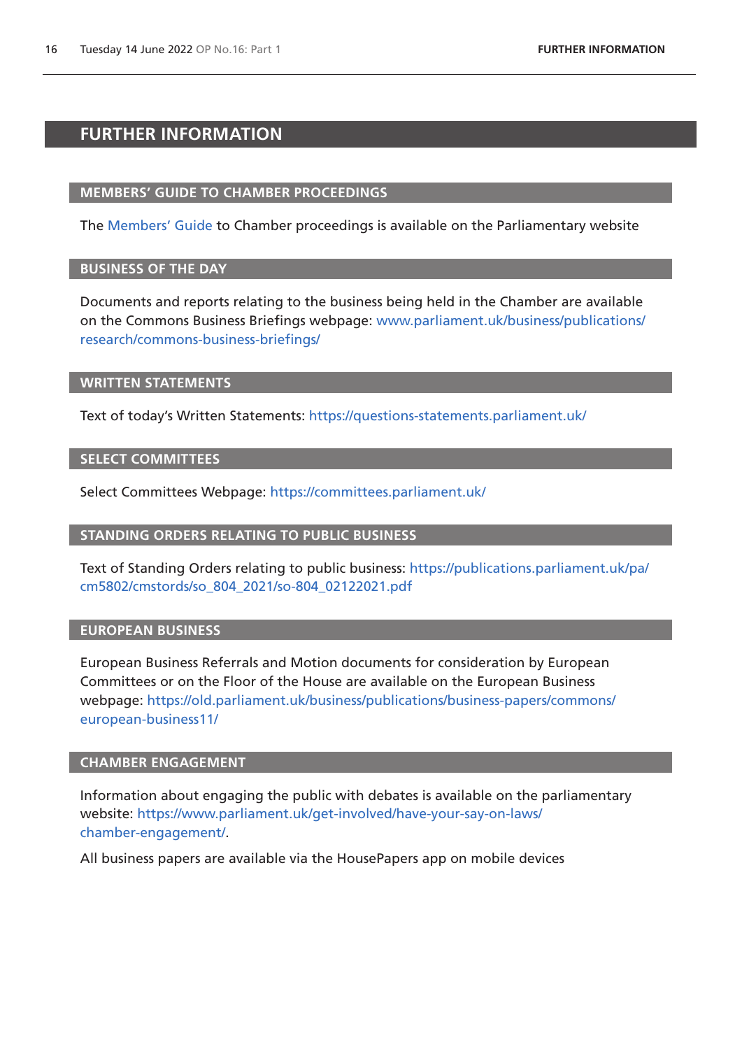# FURTHER INFORMATION

## MEMBERS' GUIDE TO CHAMBER PROCEEDINGS

The Members' Guide to Chamber proceedings is available on the Parliamentary website

## BUSINESS OF THE DAY

Documents and reports relating to the business being held in the Chamber are available on the Commons Business Briefings webpage: www.parliament.uk/business/publications/research/commons-business-briefings/

## WRITTEN STATEMENTS

Text of today's Written Statements: https://questions-statements.parliament.uk/

## SELECT COMMITTEES

Select Committees Webpage: https://committees.parliament.uk/

## STANDING ORDERS RELATING TO PUBLIC BUSINESS

Text of Standing Orders relating to public business: https://publications.parliament.uk/pa/cm5802/cmstords/so_804_2021/so-804_02122021.pdf

## EUROPEAN BUSINESS

European Business Referrals and Motion documents for consideration by European Committees or on the Floor of the House are available on the European Business webpage: https://old.parliament.uk/business/publications/business-papers/commons/european-business11/

## CHAMBER ENGAGEMENT

Information about engaging the public with debates is available on the parliamentary website: https://www.parliament.uk/get-involved/have-your-say-on-laws/chamber-engagement/.

All business papers are available via the HousePapers app on mobile devices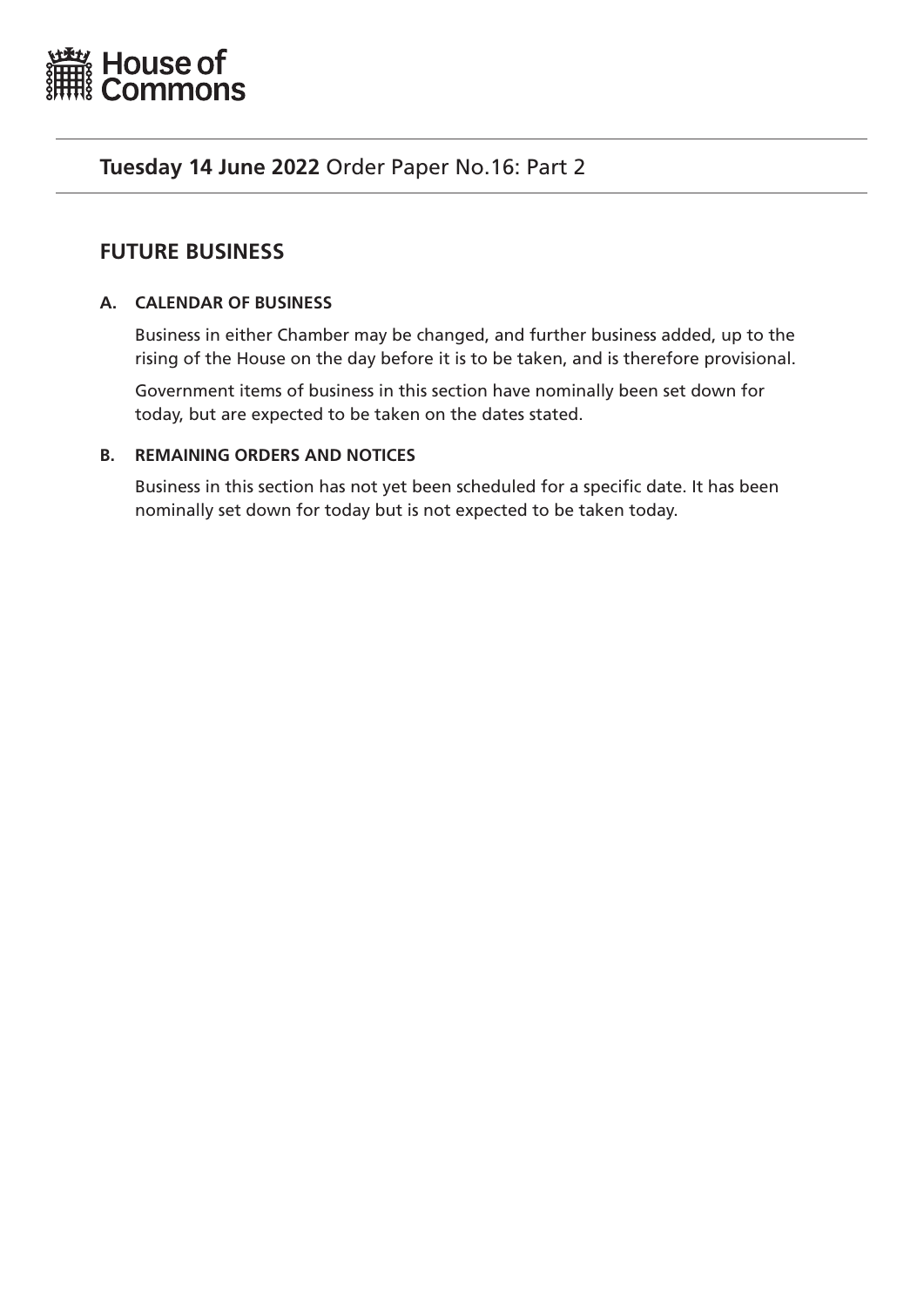**Tuesday 14 June 2022** Order Paper No.16: Part 2

## FUTURE BUSINESS

### A. CALENDAR OF BUSINESS

Business in either Chamber may be changed, and further business added, up to the rising of the House on the day before it is to be taken, and is therefore provisional.

Government items of business in this section have nominally been set down for today, but are expected to be taken on the dates stated.

### B. REMAINING ORDERS AND NOTICES

Business in this section has not yet been scheduled for a specific date. It has been nominally set down for today but is not expected to be taken today.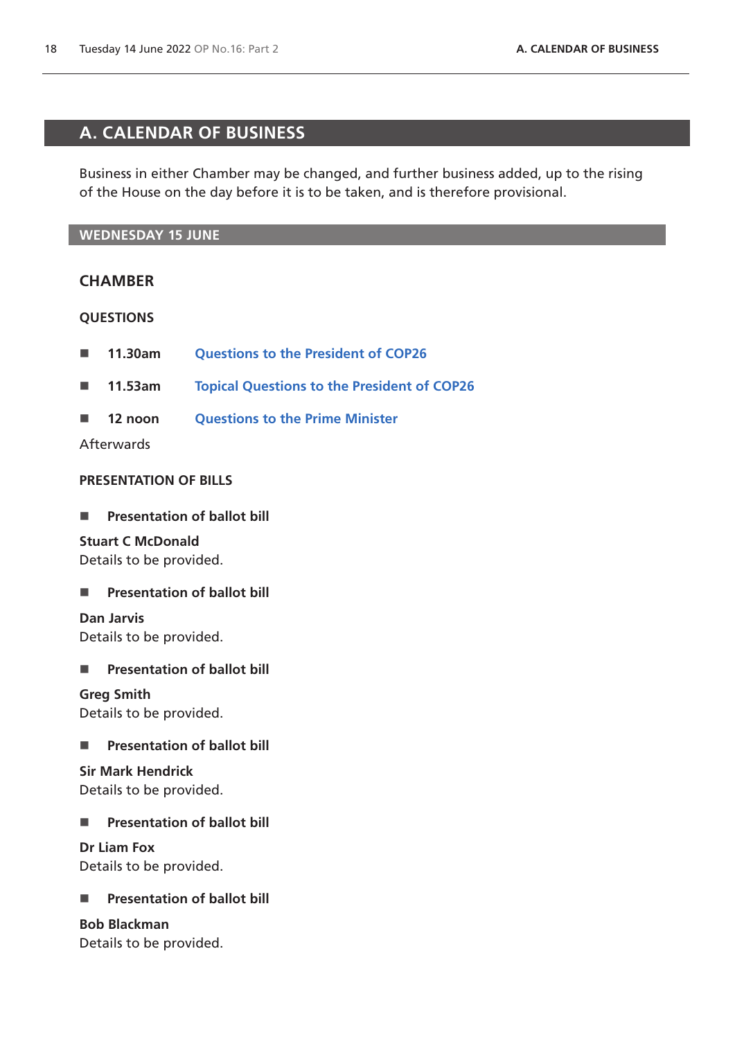# A. CALENDAR OF BUSINESS

Business in either Chamber may be changed, and further business added, up to the rising of the House on the day before it is to be taken, and is therefore provisional.

## WEDNESDAY 15 JUNE

### CHAMBER

#### QUESTIONS

- **11.30am** Questions to the President of COP26
- **11.53am** Topical Questions to the President of COP26
- **12 noon** Questions to the Prime Minister

Afterwards

#### PRESENTATION OF BILLS

- **Presentation of ballot bill**

**Stuart C McDonald**
Details to be provided.

- **Presentation of ballot bill**

**Dan Jarvis**
Details to be provided.

- **Presentation of ballot bill**

**Greg Smith**
Details to be provided.

- **Presentation of ballot bill**

**Sir Mark Hendrick**
Details to be provided.

- **Presentation of ballot bill**

**Dr Liam Fox**
Details to be provided.

- **Presentation of ballot bill**

**Bob Blackman**
Details to be provided.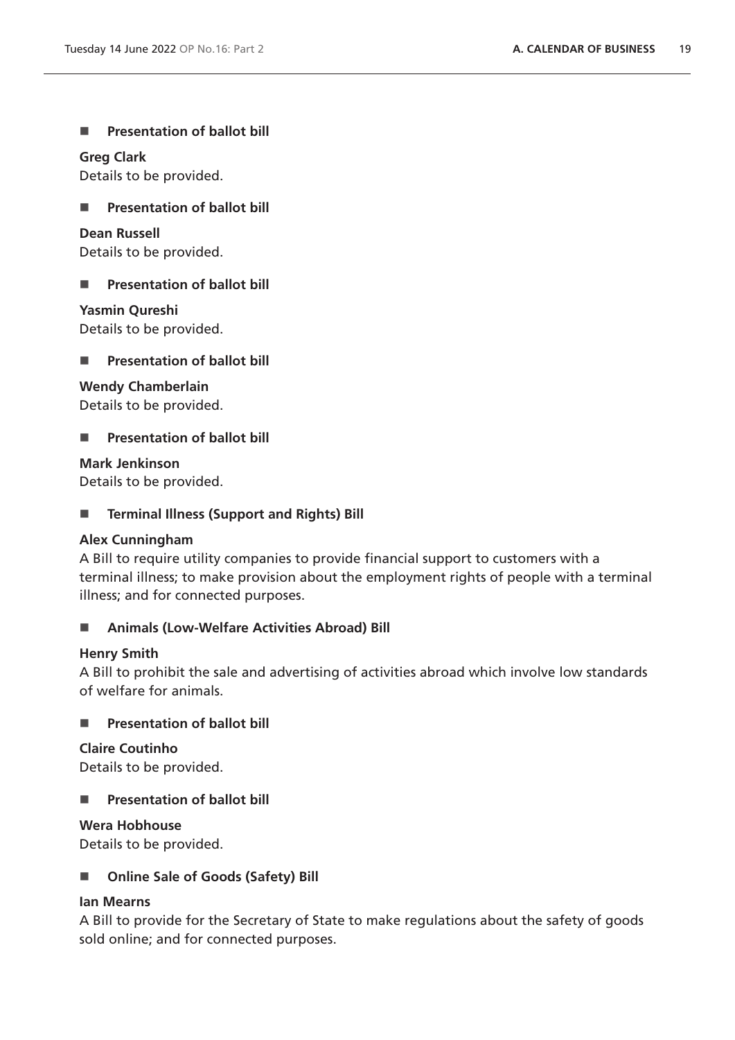■ **Presentation of ballot bill**

**Greg Clark**
Details to be provided.

■ **Presentation of ballot bill**

**Dean Russell**
Details to be provided.

■ **Presentation of ballot bill**

**Yasmin Qureshi**
Details to be provided.

■ **Presentation of ballot bill**

**Wendy Chamberlain**
Details to be provided.

■ **Presentation of ballot bill**

**Mark Jenkinson**
Details to be provided.

■ **Terminal Illness (Support and Rights) Bill**

**Alex Cunningham**
A Bill to require utility companies to provide financial support to customers with a terminal illness; to make provision about the employment rights of people with a terminal illness; and for connected purposes.

■ **Animals (Low-Welfare Activities Abroad) Bill**

**Henry Smith**
A Bill to prohibit the sale and advertising of activities abroad which involve low standards of welfare for animals.

■ **Presentation of ballot bill**

**Claire Coutinho**
Details to be provided.

■ **Presentation of ballot bill**

**Wera Hobhouse**
Details to be provided.

■ **Online Sale of Goods (Safety) Bill**

**Ian Mearns**
A Bill to provide for the Secretary of State to make regulations about the safety of goods sold online; and for connected purposes.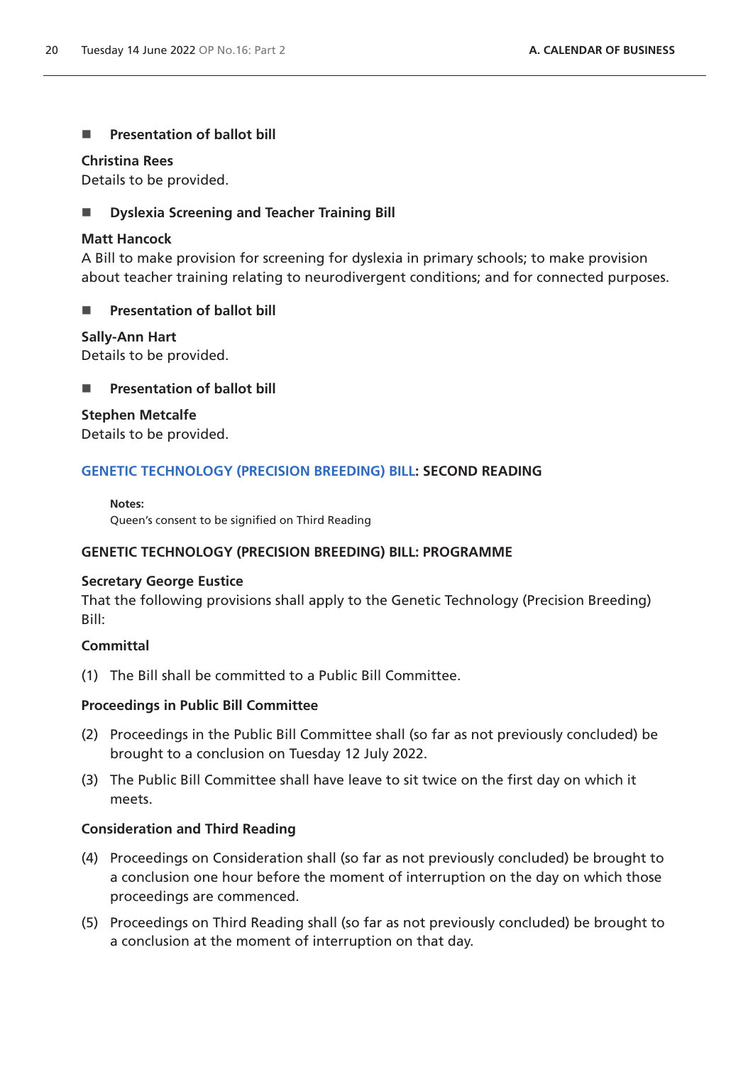- **Presentation of ballot bill**

**Christina Rees**
Details to be provided.

- **Dyslexia Screening and Teacher Training Bill**

**Matt Hancock**
A Bill to make provision for screening for dyslexia in primary schools; to make provision about teacher training relating to neurodivergent conditions; and for connected purposes.

- **Presentation of ballot bill**

**Sally-Ann Hart**
Details to be provided.

- **Presentation of ballot bill**

**Stephen Metcalfe**
Details to be provided.

**GENETIC TECHNOLOGY (PRECISION BREEDING) BILL: SECOND READING**

**Notes:**
Queen's consent to be signified on Third Reading

**GENETIC TECHNOLOGY (PRECISION BREEDING) BILL: PROGRAMME**

**Secretary George Eustice**
That the following provisions shall apply to the Genetic Technology (Precision Breeding) Bill:

**Committal**

(1) The Bill shall be committed to a Public Bill Committee.

**Proceedings in Public Bill Committee**

(2) Proceedings in the Public Bill Committee shall (so far as not previously concluded) be brought to a conclusion on Tuesday 12 July 2022.

(3) The Public Bill Committee shall have leave to sit twice on the first day on which it meets.

**Consideration and Third Reading**

(4) Proceedings on Consideration shall (so far as not previously concluded) be brought to a conclusion one hour before the moment of interruption on the day on which those proceedings are commenced.

(5) Proceedings on Third Reading shall (so far as not previously concluded) be brought to a conclusion at the moment of interruption on that day.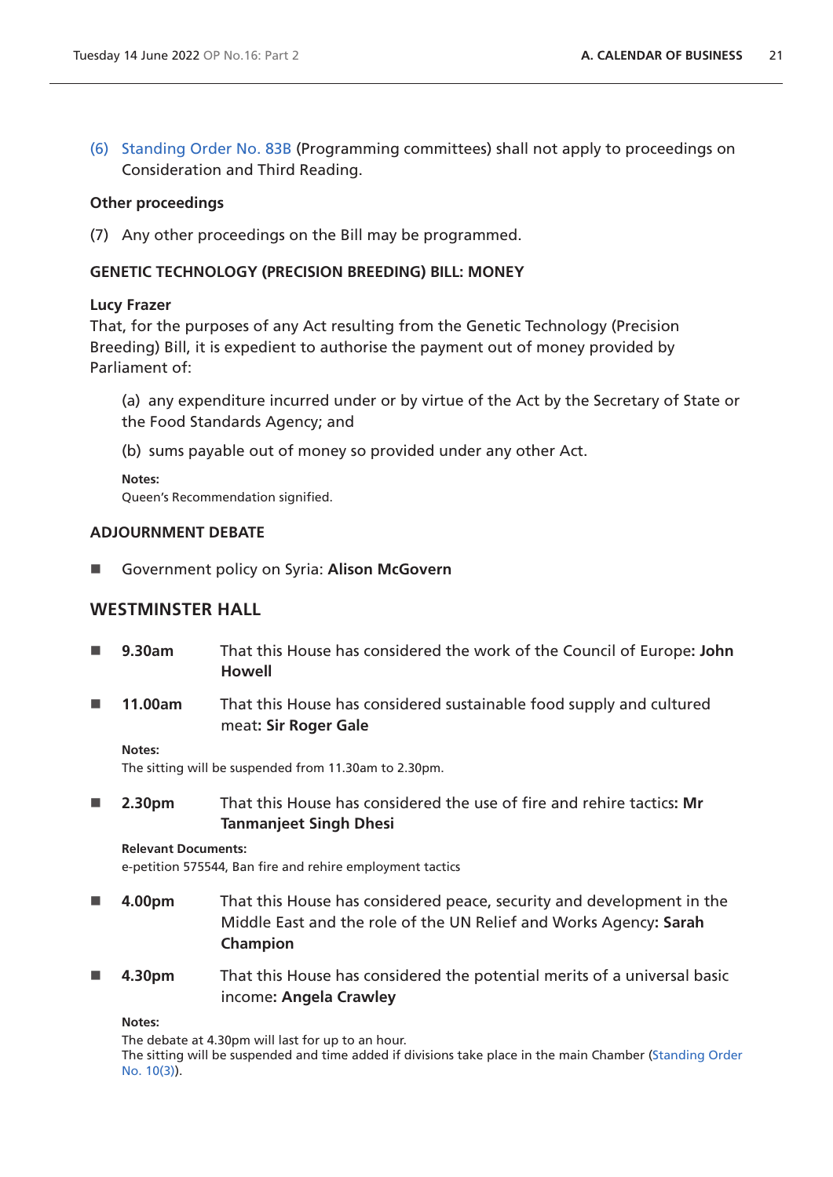(6) Standing Order No. 83B (Programming committees) shall not apply to proceedings on Consideration and Third Reading.

**Other proceedings**

(7) Any other proceedings on the Bill may be programmed.

**GENETIC TECHNOLOGY (PRECISION BREEDING) BILL: MONEY**

**Lucy Frazer**
That, for the purposes of any Act resulting from the Genetic Technology (Precision Breeding) Bill, it is expedient to authorise the payment out of money provided by Parliament of:

(a) any expenditure incurred under or by virtue of the Act by the Secretary of State or the Food Standards Agency; and

(b) sums payable out of money so provided under any other Act.

**Notes:**
Queen's Recommendation signified.

**ADJOURNMENT DEBATE**

- Government policy on Syria: **Alison McGovern**

## WESTMINSTER HALL

- **9.30am** That this House has considered the work of the Council of Europe**: John Howell**

- **11.00am** That this House has considered sustainable food supply and cultured meat**: Sir Roger Gale**

**Notes:**
The sitting will be suspended from 11.30am to 2.30pm.

- **2.30pm** That this House has considered the use of fire and rehire tactics**: Mr Tanmanjeet Singh Dhesi**

**Relevant Documents:**
e-petition 575544, Ban fire and rehire employment tactics

- **4.00pm** That this House has considered peace, security and development in the Middle East and the role of the UN Relief and Works Agency**: Sarah Champion**

- **4.30pm** That this House has considered the potential merits of a universal basic income**: Angela Crawley**

**Notes:**
The debate at 4.30pm will last for up to an hour.
The sitting will be suspended and time added if divisions take place in the main Chamber (Standing Order No. 10(3)).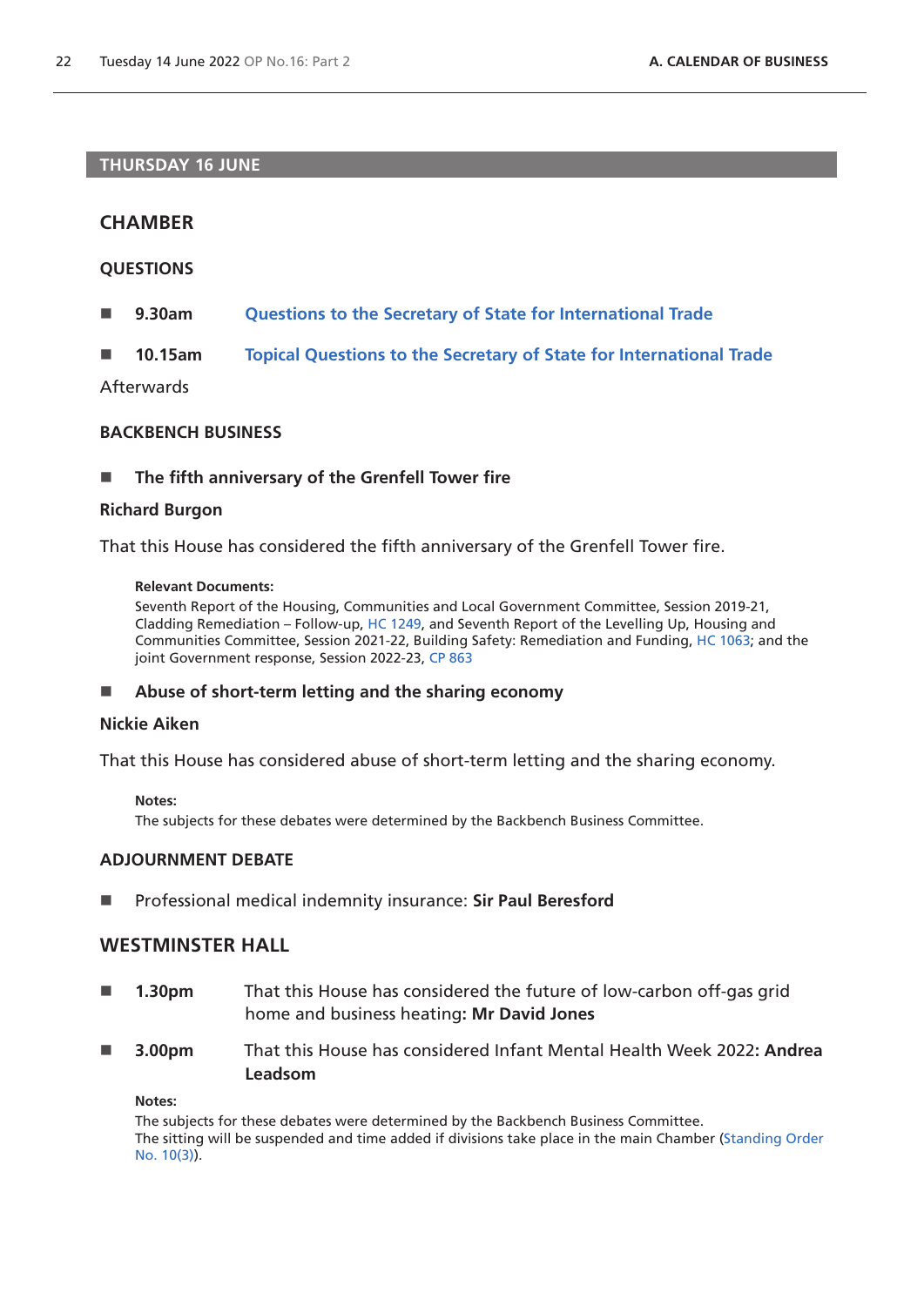## THURSDAY 16 JUNE

### CHAMBER

#### QUESTIONS

- **9.30am** Questions to the Secretary of State for International Trade
- **10.15am** Topical Questions to the Secretary of State for International Trade

Afterwards

#### BACKBENCH BUSINESS

- **The fifth anniversary of the Grenfell Tower fire**

**Richard Burgon**

That this House has considered the fifth anniversary of the Grenfell Tower fire.

**Relevant Documents:**
Seventh Report of the Housing, Communities and Local Government Committee, Session 2019-21, Cladding Remediation – Follow-up, HC 1249, and Seventh Report of the Levelling Up, Housing and Communities Committee, Session 2021-22, Building Safety: Remediation and Funding, HC 1063; and the joint Government response, Session 2022-23, CP 863

- **Abuse of short-term letting and the sharing economy**

**Nickie Aiken**

That this House has considered abuse of short-term letting and the sharing economy.

**Notes:**
The subjects for these debates were determined by the Backbench Business Committee.

#### ADJOURNMENT DEBATE

- Professional medical indemnity insurance: **Sir Paul Beresford**

### WESTMINSTER HALL

- **1.30pm** That this House has considered the future of low-carbon off-gas grid home and business heating**: Mr David Jones**
- **3.00pm** That this House has considered Infant Mental Health Week 2022**: Andrea Leadsom**

**Notes:**
The subjects for these debates were determined by the Backbench Business Committee.
The sitting will be suspended and time added if divisions take place in the main Chamber (Standing Order No. 10(3)).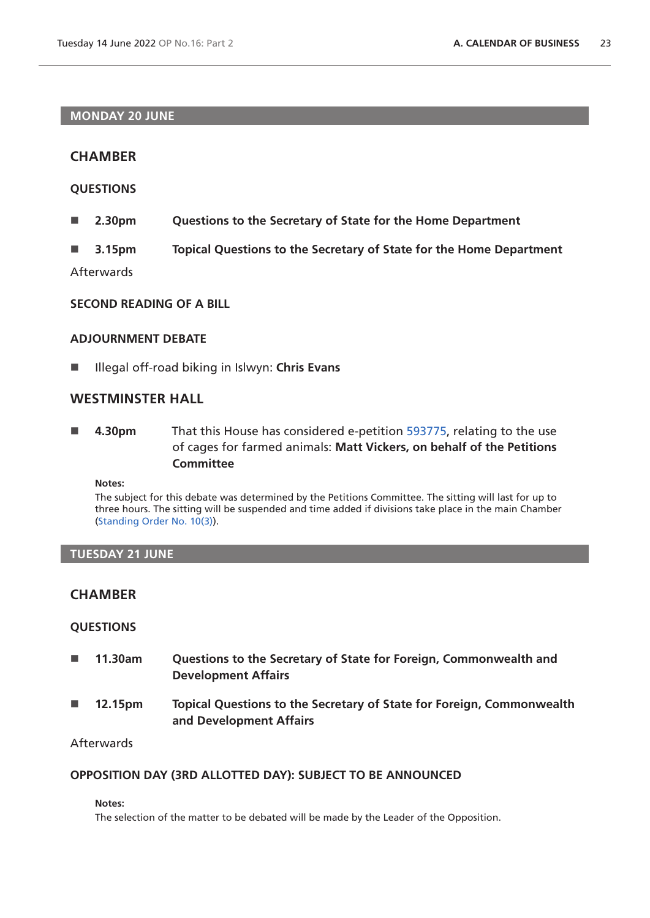## MONDAY 20 JUNE

### CHAMBER

#### QUESTIONS

- **2.30pm** **Questions to the Secretary of State for the Home Department**
- **3.15pm** **Topical Questions to the Secretary of State for the Home Department**

Afterwards

#### SECOND READING OF A BILL

#### ADJOURNMENT DEBATE

- Illegal off-road biking in Islwyn: **Chris Evans**

### WESTMINSTER HALL

- **4.30pm** That this House has considered e-petition 593775, relating to the use of cages for farmed animals: **Matt Vickers, on behalf of the Petitions Committee**

**Notes:**
The subject for this debate was determined by the Petitions Committee. The sitting will last for up to three hours. The sitting will be suspended and time added if divisions take place in the main Chamber (Standing Order No. 10(3)).

## TUESDAY 21 JUNE

### CHAMBER

#### QUESTIONS

- **11.30am** **Questions to the Secretary of State for Foreign, Commonwealth and Development Affairs**
- **12.15pm** **Topical Questions to the Secretary of State for Foreign, Commonwealth and Development Affairs**

Afterwards

#### OPPOSITION DAY (3RD ALLOTTED DAY): SUBJECT TO BE ANNOUNCED

**Notes:**
The selection of the matter to be debated will be made by the Leader of the Opposition.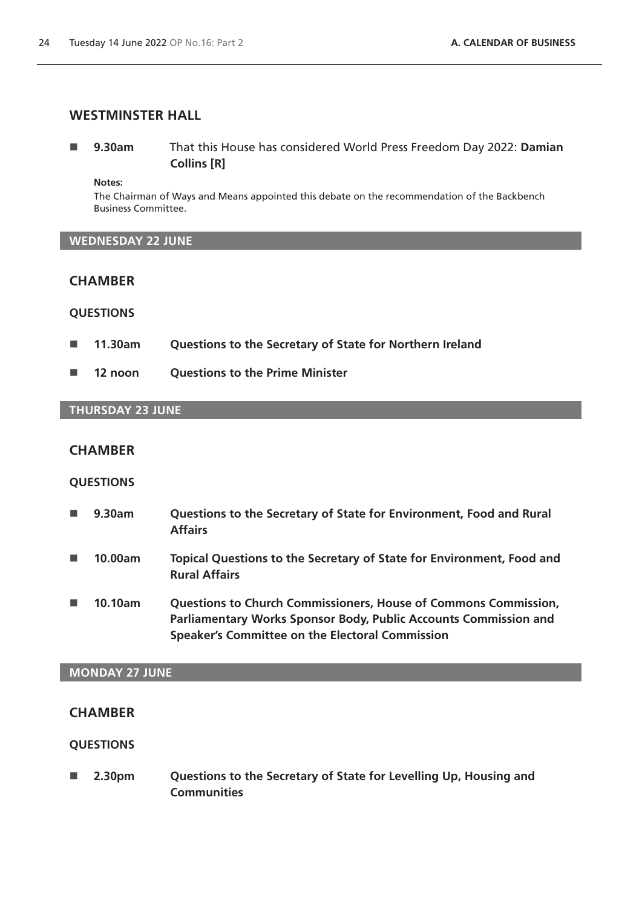## WESTMINSTER HALL

- **9.30am** That this House has considered World Press Freedom Day 2022: **Damian Collins [R]**

  **Notes:**
  The Chairman of Ways and Means appointed this debate on the recommendation of the Backbench Business Committee.

## WEDNESDAY 22 JUNE

### CHAMBER

#### QUESTIONS

- **11.30am** **Questions to the Secretary of State for Northern Ireland**
- **12 noon** **Questions to the Prime Minister**

## THURSDAY 23 JUNE

### CHAMBER

#### QUESTIONS

- **9.30am** **Questions to the Secretary of State for Environment, Food and Rural Affairs**
- **10.00am** **Topical Questions to the Secretary of State for Environment, Food and Rural Affairs**
- **10.10am** **Questions to Church Commissioners, House of Commons Commission, Parliamentary Works Sponsor Body, Public Accounts Commission and Speaker's Committee on the Electoral Commission**

## MONDAY 27 JUNE

### CHAMBER

#### QUESTIONS

- **2.30pm** **Questions to the Secretary of State for Levelling Up, Housing and Communities**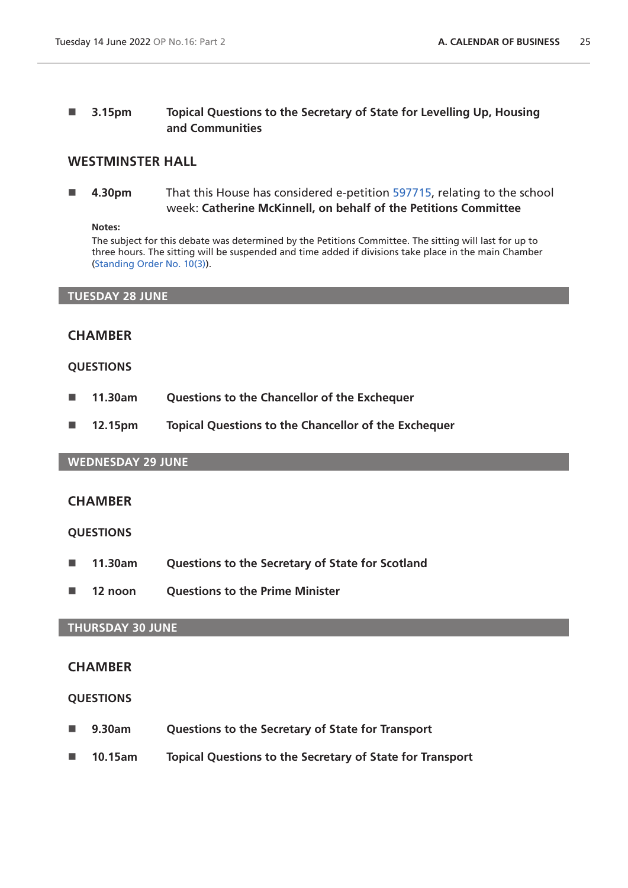- **3.15pm** **Topical Questions to the Secretary of State for Levelling Up, Housing and Communities**

## WESTMINSTER HALL

- **4.30pm** That this House has considered e-petition 597715, relating to the school week: **Catherine McKinnell, on behalf of the Petitions Committee**

**Notes:**
The subject for this debate was determined by the Petitions Committee. The sitting will last for up to three hours. The sitting will be suspended and time added if divisions take place in the main Chamber (Standing Order No. 10(3)).

## TUESDAY 28 JUNE

### CHAMBER

### QUESTIONS

- **11.30am** **Questions to the Chancellor of the Exchequer**
- **12.15pm** **Topical Questions to the Chancellor of the Exchequer**

## WEDNESDAY 29 JUNE

### CHAMBER

### QUESTIONS

- **11.30am** **Questions to the Secretary of State for Scotland**
- **12 noon** **Questions to the Prime Minister**

## THURSDAY 30 JUNE

### CHAMBER

### QUESTIONS

- **9.30am** **Questions to the Secretary of State for Transport**
- **10.15am** **Topical Questions to the Secretary of State for Transport**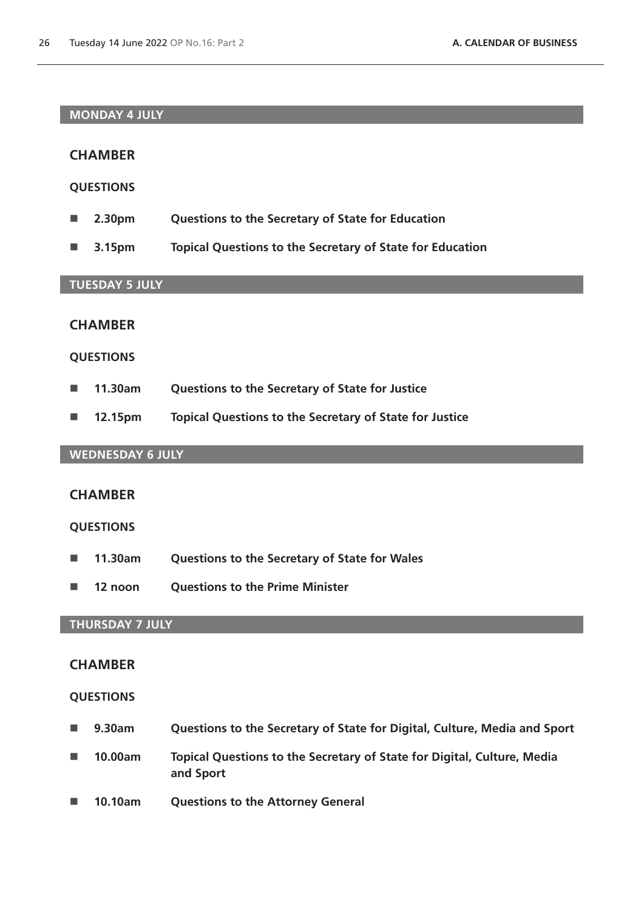## MONDAY 4 JULY

### CHAMBER

**QUESTIONS**

- **2.30pm** **Questions to the Secretary of State for Education**
- **3.15pm** **Topical Questions to the Secretary of State for Education**

## TUESDAY 5 JULY

### CHAMBER

**QUESTIONS**

- **11.30am** **Questions to the Secretary of State for Justice**
- **12.15pm** **Topical Questions to the Secretary of State for Justice**

## WEDNESDAY 6 JULY

### CHAMBER

**QUESTIONS**

- **11.30am** **Questions to the Secretary of State for Wales**
- **12 noon** **Questions to the Prime Minister**

## THURSDAY 7 JULY

### CHAMBER

**QUESTIONS**

- **9.30am** **Questions to the Secretary of State for Digital, Culture, Media and Sport**
- **10.00am** **Topical Questions to the Secretary of State for Digital, Culture, Media and Sport**
- **10.10am** **Questions to the Attorney General**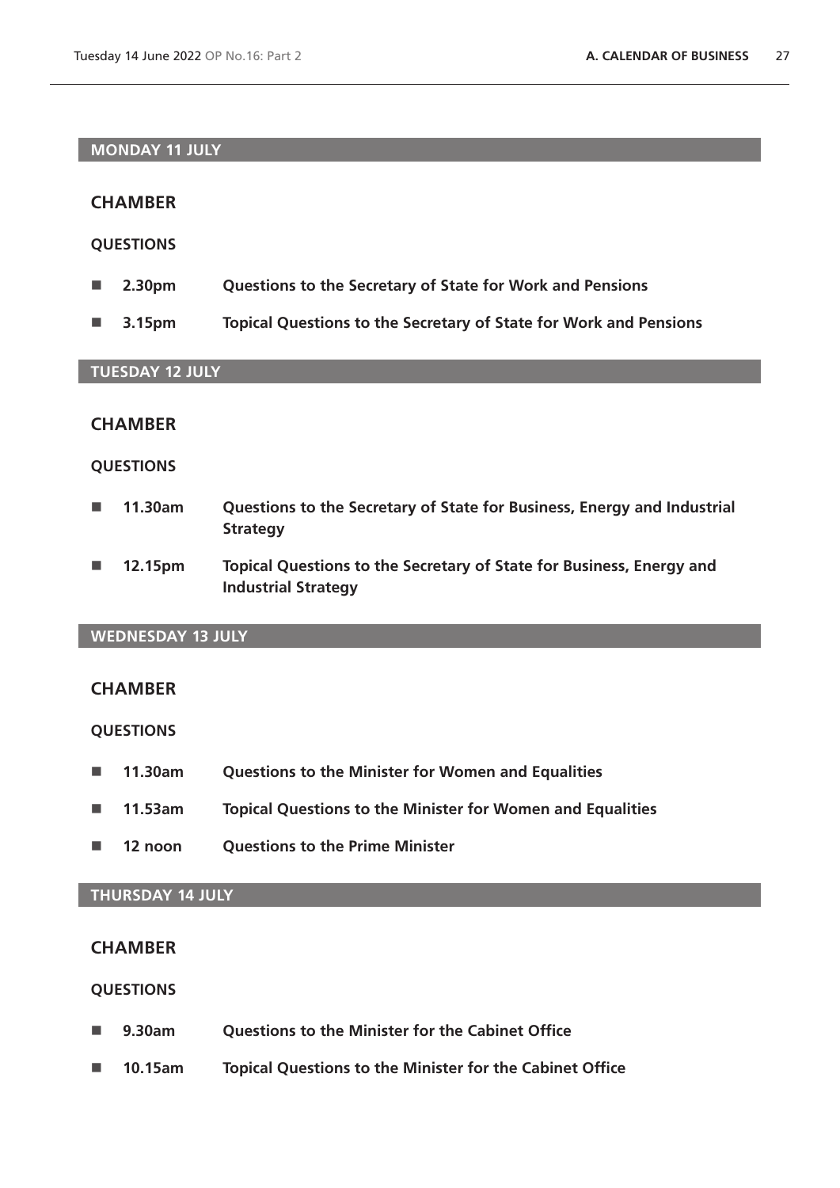## MONDAY 11 JULY

### CHAMBER

#### QUESTIONS

- **2.30pm** **Questions to the Secretary of State for Work and Pensions**
- **3.15pm** **Topical Questions to the Secretary of State for Work and Pensions**

## TUESDAY 12 JULY

### CHAMBER

#### QUESTIONS

- **11.30am** **Questions to the Secretary of State for Business, Energy and Industrial Strategy**
- **12.15pm** **Topical Questions to the Secretary of State for Business, Energy and Industrial Strategy**

## WEDNESDAY 13 JULY

### CHAMBER

#### QUESTIONS

- **11.30am** **Questions to the Minister for Women and Equalities**
- **11.53am** **Topical Questions to the Minister for Women and Equalities**
- **12 noon** **Questions to the Prime Minister**

## THURSDAY 14 JULY

### CHAMBER

#### QUESTIONS

- **9.30am** **Questions to the Minister for the Cabinet Office**
- **10.15am** **Topical Questions to the Minister for the Cabinet Office**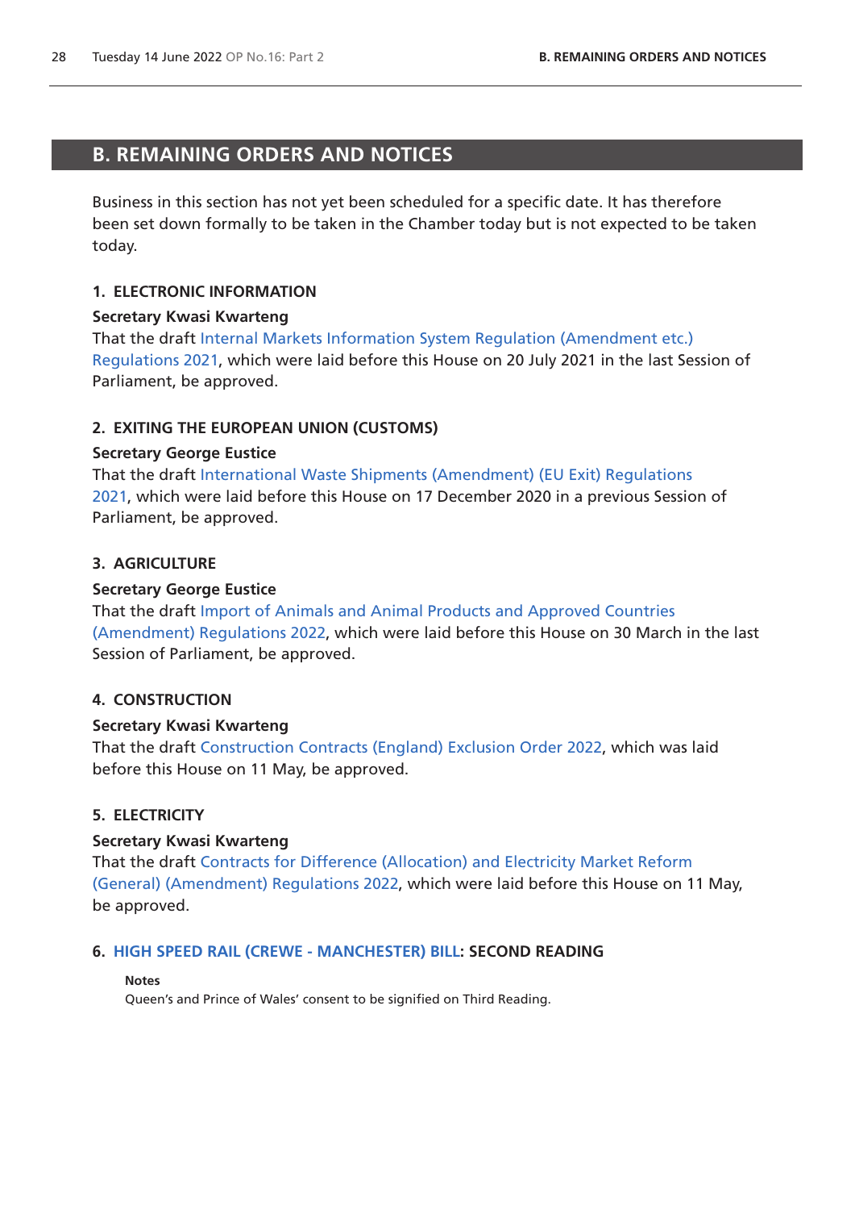## B. REMAINING ORDERS AND NOTICES

Business in this section has not yet been scheduled for a specific date. It has therefore been set down formally to be taken in the Chamber today but is not expected to be taken today.

### 1. ELECTRONIC INFORMATION

**Secretary Kwasi Kwarteng**

That the draft Internal Markets Information System Regulation (Amendment etc.) Regulations 2021, which were laid before this House on 20 July 2021 in the last Session of Parliament, be approved.

### 2. EXITING THE EUROPEAN UNION (CUSTOMS)

**Secretary George Eustice**

That the draft International Waste Shipments (Amendment) (EU Exit) Regulations 2021, which were laid before this House on 17 December 2020 in a previous Session of Parliament, be approved.

### 3. AGRICULTURE

**Secretary George Eustice**

That the draft Import of Animals and Animal Products and Approved Countries (Amendment) Regulations 2022, which were laid before this House on 30 March in the last Session of Parliament, be approved.

### 4. CONSTRUCTION

**Secretary Kwasi Kwarteng**

That the draft Construction Contracts (England) Exclusion Order 2022, which was laid before this House on 11 May, be approved.

### 5. ELECTRICITY

**Secretary Kwasi Kwarteng**

That the draft Contracts for Difference (Allocation) and Electricity Market Reform (General) (Amendment) Regulations 2022, which were laid before this House on 11 May, be approved.

### 6. HIGH SPEED RAIL (CREWE - MANCHESTER) BILL: SECOND READING

**Notes**

Queen's and Prince of Wales' consent to be signified on Third Reading.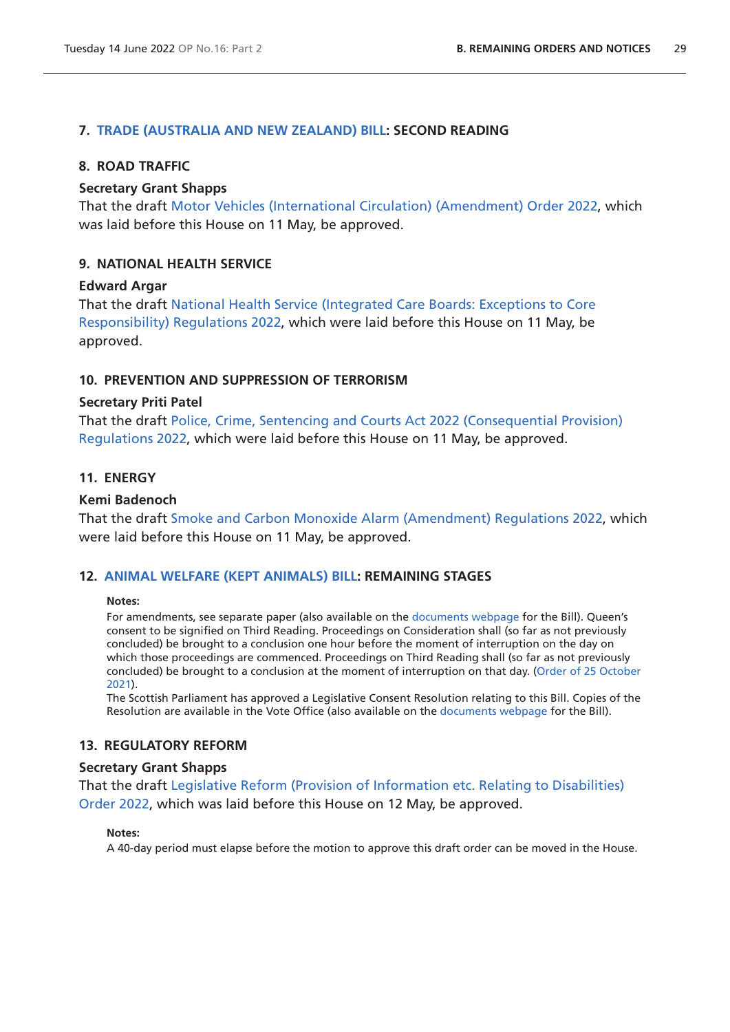### 7. TRADE (AUSTRALIA AND NEW ZEALAND) BILL: SECOND READING

### 8. ROAD TRAFFIC

**Secretary Grant Shapps**

That the draft Motor Vehicles (International Circulation) (Amendment) Order 2022, which was laid before this House on 11 May, be approved.

### 9. NATIONAL HEALTH SERVICE

**Edward Argar**

That the draft National Health Service (Integrated Care Boards: Exceptions to Core Responsibility) Regulations 2022, which were laid before this House on 11 May, be approved.

### 10. PREVENTION AND SUPPRESSION OF TERRORISM

**Secretary Priti Patel**

That the draft Police, Crime, Sentencing and Courts Act 2022 (Consequential Provision) Regulations 2022, which were laid before this House on 11 May, be approved.

### 11. ENERGY

**Kemi Badenoch**

That the draft Smoke and Carbon Monoxide Alarm (Amendment) Regulations 2022, which were laid before this House on 11 May, be approved.

### 12. ANIMAL WELFARE (KEPT ANIMALS) BILL: REMAINING STAGES

**Notes:**

For amendments, see separate paper (also available on the documents webpage for the Bill). Queen's consent to be signified on Third Reading. Proceedings on Consideration shall (so far as not previously concluded) be brought to a conclusion one hour before the moment of interruption on the day on which those proceedings are commenced. Proceedings on Third Reading shall (so far as not previously concluded) be brought to a conclusion at the moment of interruption on that day. (Order of 25 October 2021).

The Scottish Parliament has approved a Legislative Consent Resolution relating to this Bill. Copies of the Resolution are available in the Vote Office (also available on the documents webpage for the Bill).

### 13. REGULATORY REFORM

**Secretary Grant Shapps**

That the draft Legislative Reform (Provision of Information etc. Relating to Disabilities) Order 2022, which was laid before this House on 12 May, be approved.

**Notes:**

A 40-day period must elapse before the motion to approve this draft order can be moved in the House.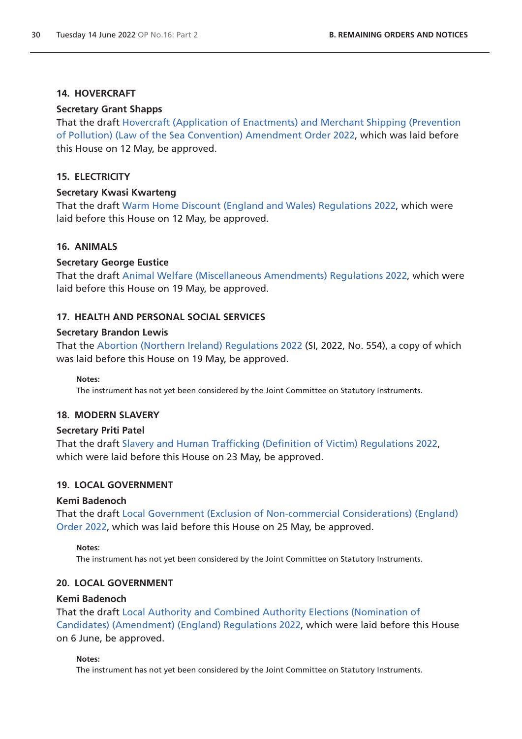### 14. HOVERCRAFT

**Secretary Grant Shapps**

That the draft Hovercraft (Application of Enactments) and Merchant Shipping (Prevention of Pollution) (Law of the Sea Convention) Amendment Order 2022, which was laid before this House on 12 May, be approved.

### 15. ELECTRICITY

**Secretary Kwasi Kwarteng**

That the draft Warm Home Discount (England and Wales) Regulations 2022, which were laid before this House on 12 May, be approved.

### 16. ANIMALS

**Secretary George Eustice**

That the draft Animal Welfare (Miscellaneous Amendments) Regulations 2022, which were laid before this House on 19 May, be approved.

### 17. HEALTH AND PERSONAL SOCIAL SERVICES

**Secretary Brandon Lewis**

That the Abortion (Northern Ireland) Regulations 2022 (SI, 2022, No. 554), a copy of which was laid before this House on 19 May, be approved.

**Notes:**

The instrument has not yet been considered by the Joint Committee on Statutory Instruments.

### 18. MODERN SLAVERY

**Secretary Priti Patel**

That the draft Slavery and Human Trafficking (Definition of Victim) Regulations 2022, which were laid before this House on 23 May, be approved.

### 19. LOCAL GOVERNMENT

**Kemi Badenoch**

That the draft Local Government (Exclusion of Non-commercial Considerations) (England) Order 2022, which was laid before this House on 25 May, be approved.

**Notes:**

The instrument has not yet been considered by the Joint Committee on Statutory Instruments.

### 20. LOCAL GOVERNMENT

**Kemi Badenoch**

That the draft Local Authority and Combined Authority Elections (Nomination of Candidates) (Amendment) (England) Regulations 2022, which were laid before this House on 6 June, be approved.

**Notes:**

The instrument has not yet been considered by the Joint Committee on Statutory Instruments.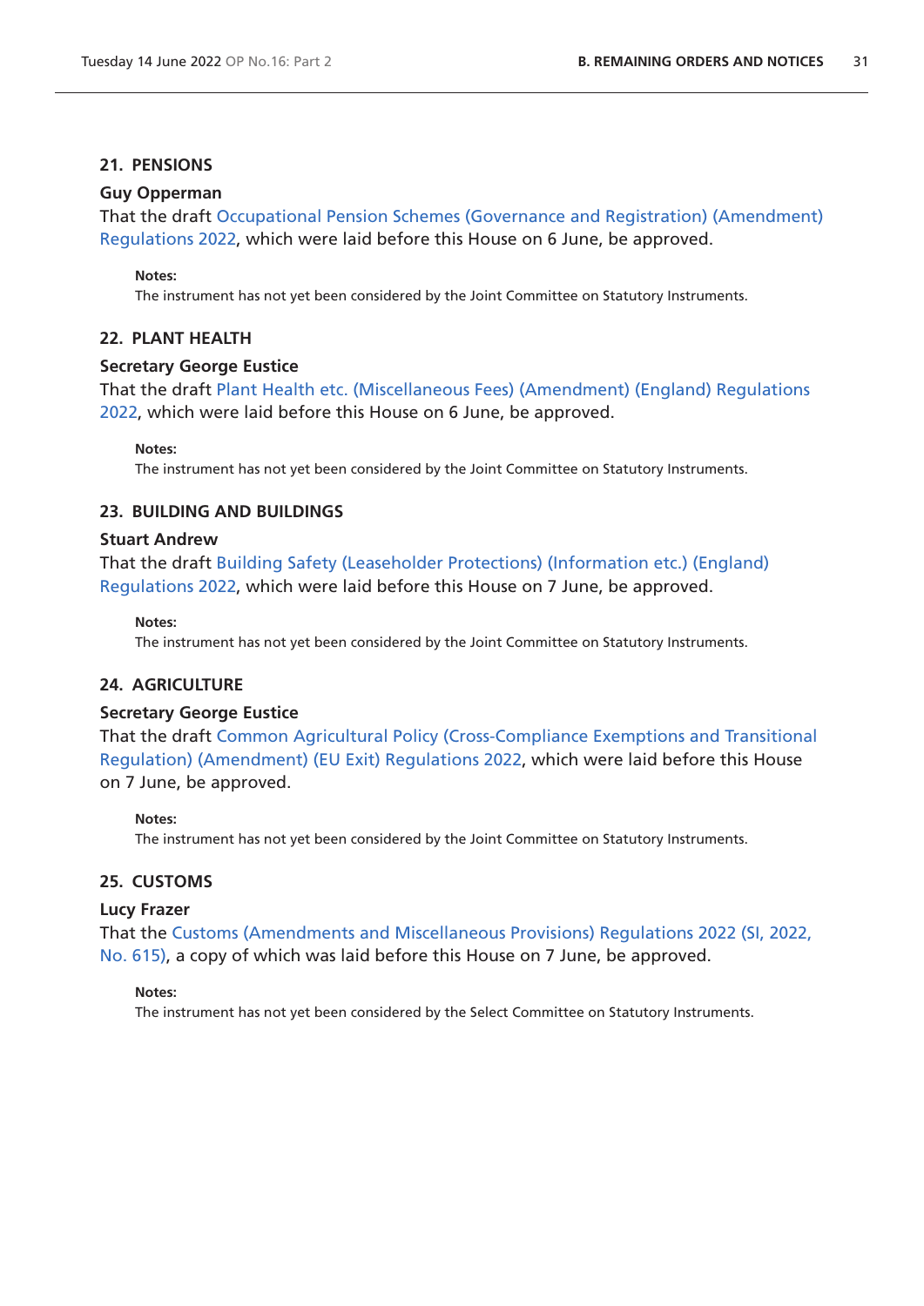## 21. PENSIONS

**Guy Opperman**

That the draft Occupational Pension Schemes (Governance and Registration) (Amendment) Regulations 2022, which were laid before this House on 6 June, be approved.

**Notes:**

The instrument has not yet been considered by the Joint Committee on Statutory Instruments.

## 22. PLANT HEALTH

**Secretary George Eustice**

That the draft Plant Health etc. (Miscellaneous Fees) (Amendment) (England) Regulations 2022, which were laid before this House on 6 June, be approved.

**Notes:**

The instrument has not yet been considered by the Joint Committee on Statutory Instruments.

## 23. BUILDING AND BUILDINGS

**Stuart Andrew**

That the draft Building Safety (Leaseholder Protections) (Information etc.) (England) Regulations 2022, which were laid before this House on 7 June, be approved.

**Notes:**

The instrument has not yet been considered by the Joint Committee on Statutory Instruments.

## 24. AGRICULTURE

**Secretary George Eustice**

That the draft Common Agricultural Policy (Cross-Compliance Exemptions and Transitional Regulation) (Amendment) (EU Exit) Regulations 2022, which were laid before this House on 7 June, be approved.

**Notes:**

The instrument has not yet been considered by the Joint Committee on Statutory Instruments.

## 25. CUSTOMS

**Lucy Frazer**

That the Customs (Amendments and Miscellaneous Provisions) Regulations 2022 (SI, 2022, No. 615), a copy of which was laid before this House on 7 June, be approved.

**Notes:**

The instrument has not yet been considered by the Select Committee on Statutory Instruments.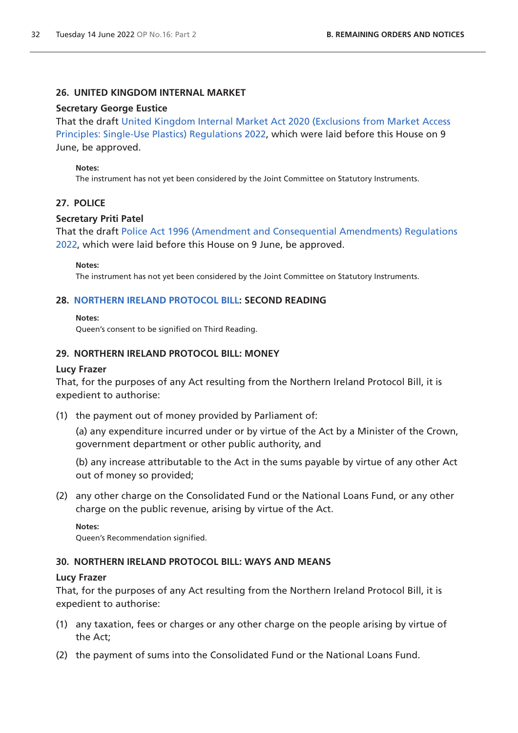### 26. UNITED KINGDOM INTERNAL MARKET

**Secretary George Eustice**

That the draft United Kingdom Internal Market Act 2020 (Exclusions from Market Access Principles: Single-Use Plastics) Regulations 2022, which were laid before this House on 9 June, be approved.

> **Notes:**
> The instrument has not yet been considered by the Joint Committee on Statutory Instruments.

### 27. POLICE

**Secretary Priti Patel**

That the draft Police Act 1996 (Amendment and Consequential Amendments) Regulations 2022, which were laid before this House on 9 June, be approved.

> **Notes:**
> The instrument has not yet been considered by the Joint Committee on Statutory Instruments.

### 28. NORTHERN IRELAND PROTOCOL BILL: SECOND READING

> **Notes:**
> Queen's consent to be signified on Third Reading.

### 29. NORTHERN IRELAND PROTOCOL BILL: MONEY

**Lucy Frazer**

That, for the purposes of any Act resulting from the Northern Ireland Protocol Bill, it is expedient to authorise:

(1) the payment out of money provided by Parliament of:

(a) any expenditure incurred under or by virtue of the Act by a Minister of the Crown, government department or other public authority, and

(b) any increase attributable to the Act in the sums payable by virtue of any other Act out of money so provided;

(2) any other charge on the Consolidated Fund or the National Loans Fund, or any other charge on the public revenue, arising by virtue of the Act.

> **Notes:**
> Queen's Recommendation signified.

### 30. NORTHERN IRELAND PROTOCOL BILL: WAYS AND MEANS

**Lucy Frazer**

That, for the purposes of any Act resulting from the Northern Ireland Protocol Bill, it is expedient to authorise:

(1) any taxation, fees or charges or any other charge on the people arising by virtue of the Act;

(2) the payment of sums into the Consolidated Fund or the National Loans Fund.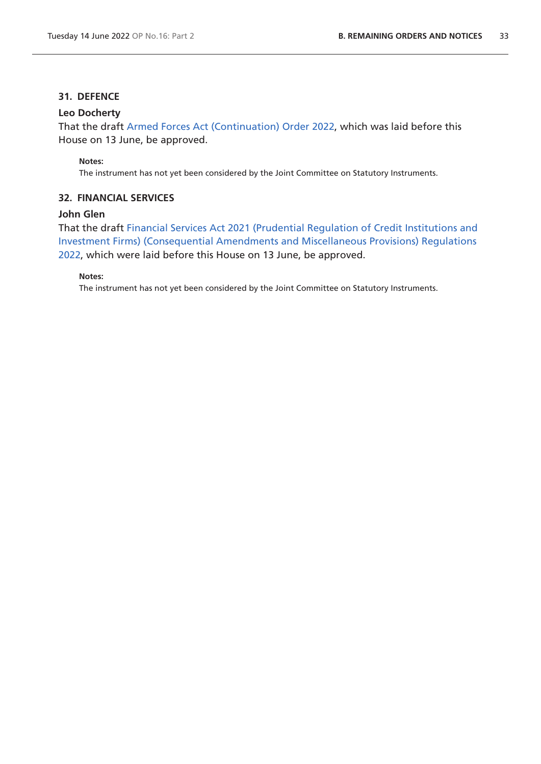### 31. DEFENCE

**Leo Docherty**

That the draft Armed Forces Act (Continuation) Order 2022, which was laid before this House on 13 June, be approved.

**Notes:**

The instrument has not yet been considered by the Joint Committee on Statutory Instruments.

### 32. FINANCIAL SERVICES

**John Glen**

That the draft Financial Services Act 2021 (Prudential Regulation of Credit Institutions and Investment Firms) (Consequential Amendments and Miscellaneous Provisions) Regulations 2022, which were laid before this House on 13 June, be approved.

**Notes:**

The instrument has not yet been considered by the Joint Committee on Statutory Instruments.